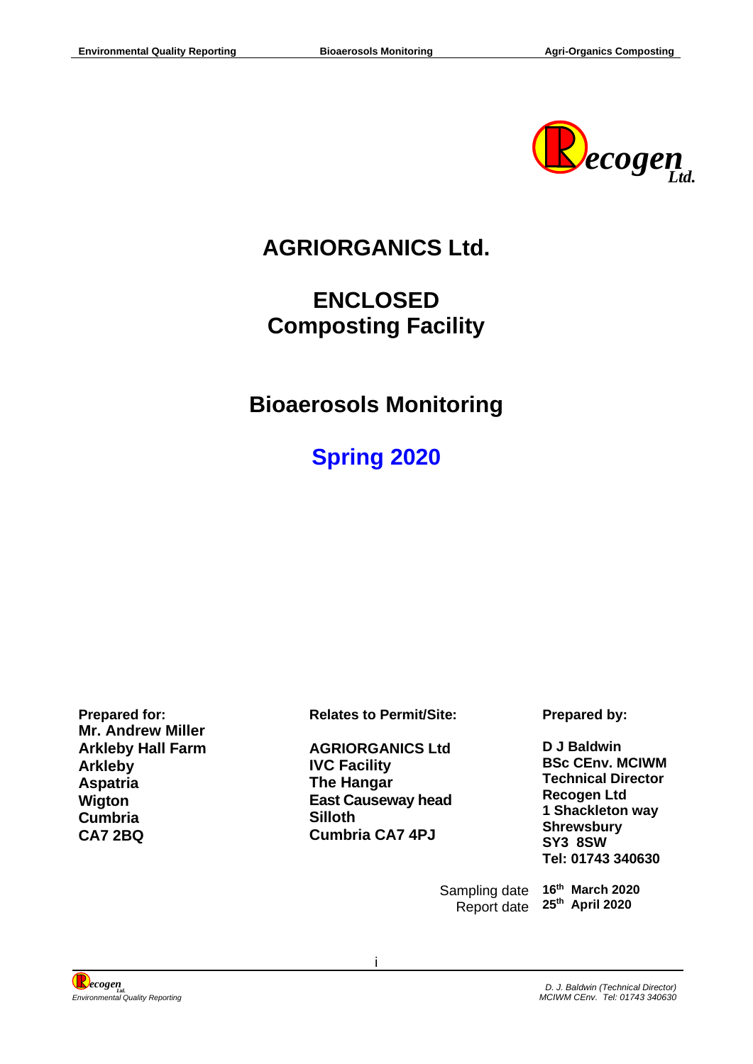# AGRIORGANICS Ltd.

## ENCLOSED Composting Facility

## Bioaerosols Monitoring

## Spring 2020

**Prepared for:**
**Mr. Andrew Miller**
**Arkleby Hall Farm**
**Arkleby**
**Aspatria**
**Wigton**
**Cumbria**
**CA7 2BQ**

**Relates to Permit/Site:**

**AGRIORGANICS Ltd**
**IVC Facility**
**The Hangar**
**East Causeway head**
**Silloth**
**Cumbria CA7 4PJ**

**Prepared by:**

**D J Baldwin**
**BSc CEnv. MCIWM**
**Technical Director**
**Recogen Ltd**
**1 Shackleton way**
**Shrewsbury**
**SY3 8SW**
**Tel: 01743 340630**

Sampling date **16th March 2020**
Report date **25th April 2020**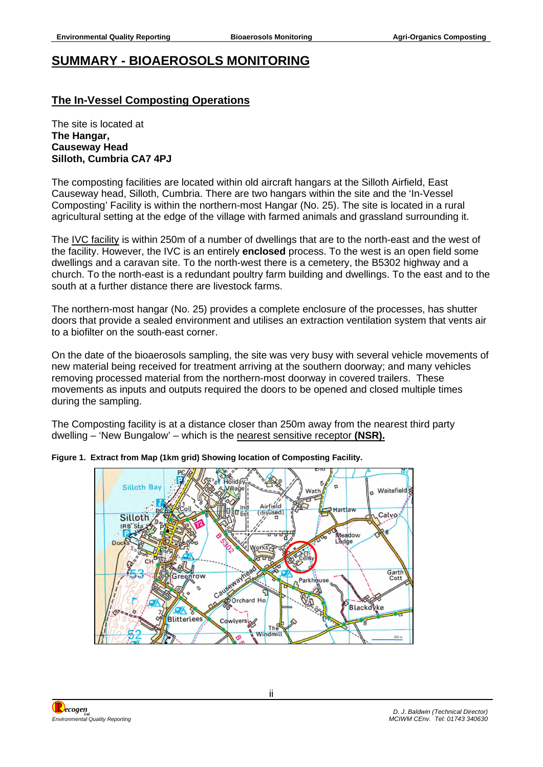# SUMMARY - BIOAEROSOLS MONITORING

## The In-Vessel Composting Operations

The site is located at
**The Hangar,**
**Causeway Head**
**Silloth, Cumbria CA7 4PJ**

The composting facilities are located within old aircraft hangars at the Silloth Airfield, East Causeway head, Silloth, Cumbria. There are two hangars within the site and the 'In-Vessel Composting' Facility is within the northern-most Hangar (No. 25). The site is located in a rural agricultural setting at the edge of the village with farmed animals and grassland surrounding it.

The IVC facility is within 250m of a number of dwellings that are to the north-east and the west of the facility. However, the IVC is an entirely **enclosed** process. To the west is an open field some dwellings and a caravan site. To the north-west there is a cemetery, the B5302 highway and a church. To the north-east is a redundant poultry farm building and dwellings. To the east and to the south at a further distance there are livestock farms.

The northern-most hangar (No. 25) provides a complete enclosure of the processes, has shutter doors that provide a sealed environment and utilises an extraction ventilation system that vents air to a biofilter on the south-east corner.

On the date of the bioaerosols sampling, the site was very busy with several vehicle movements of new material being received for treatment arriving at the southern doorway; and many vehicles removing processed material from the northern-most doorway in covered trailers. These movements as inputs and outputs required the doors to be opened and closed multiple times during the sampling.

The Composting facility is at a distance closer than 250m away from the nearest third party dwelling – 'New Bungalow' – which is the nearest sensitive receptor **(NSR).**

**Figure 1. Extract from Map (1km grid) Showing location of Composting Facility.**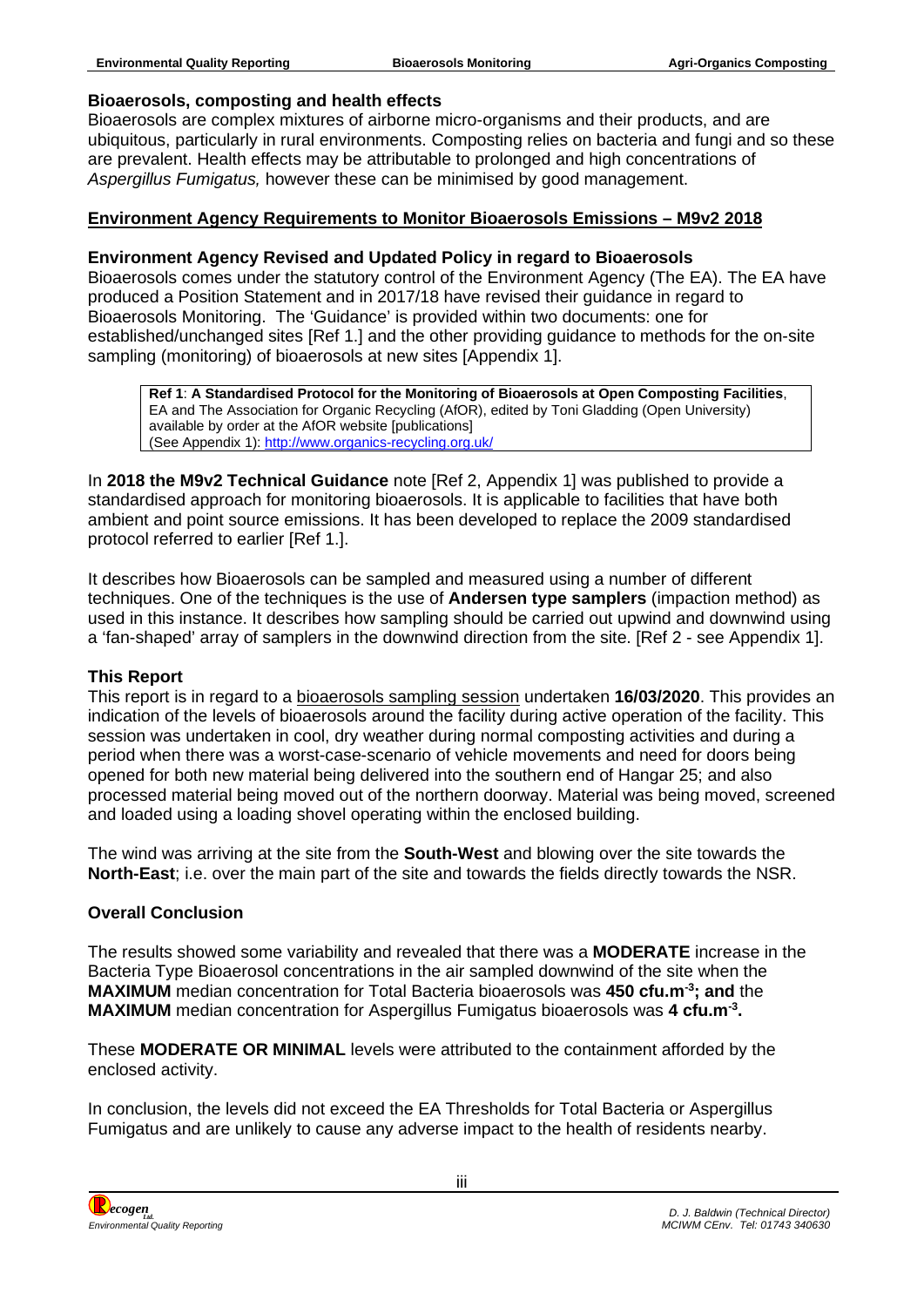### Bioaerosols, composting and health effects

Bioaerosols are complex mixtures of airborne micro-organisms and their products, and are ubiquitous, particularly in rural environments. Composting relies on bacteria and fungi and so these are prevalent. Health effects may be attributable to prolonged and high concentrations of *Aspergillus Fumigatus,* however these can be minimised by good management.

## Environment Agency Requirements to Monitor Bioaerosols Emissions – M9v2 2018

### Environment Agency Revised and Updated Policy in regard to Bioaerosols

Bioaerosols comes under the statutory control of the Environment Agency (The EA). The EA have produced a Position Statement and in 2017/18 have revised their guidance in regard to Bioaerosols Monitoring. The 'Guidance' is provided within two documents: one for established/unchanged sites [Ref 1.] and the other providing guidance to methods for the on-site sampling (monitoring) of bioaerosols at new sites [Appendix 1].

> **Ref 1**: **A Standardised Protocol for the Monitoring of Bioaerosols at Open Composting Facilities**, EA and The Association for Organic Recycling (AfOR), edited by Toni Gladding (Open University) available by order at the AfOR website [publications]
> (See Appendix 1): http://www.organics-recycling.org.uk/

In **2018 the M9v2 Technical Guidance** note [Ref 2, Appendix 1] was published to provide a standardised approach for monitoring bioaerosols. It is applicable to facilities that have both ambient and point source emissions. It has been developed to replace the 2009 standardised protocol referred to earlier [Ref 1.].

It describes how Bioaerosols can be sampled and measured using a number of different techniques. One of the techniques is the use of **Andersen type samplers** (impaction method) as used in this instance. It describes how sampling should be carried out upwind and downwind using a 'fan-shaped' array of samplers in the downwind direction from the site. [Ref 2 - see Appendix 1].

### This Report

This report is in regard to a bioaerosols sampling session undertaken **16/03/2020**. This provides an indication of the levels of bioaerosols around the facility during active operation of the facility. This session was undertaken in cool, dry weather during normal composting activities and during a period when there was a worst-case-scenario of vehicle movements and need for doors being opened for both new material being delivered into the southern end of Hangar 25; and also processed material being moved out of the northern doorway. Material was being moved, screened and loaded using a loading shovel operating within the enclosed building.

The wind was arriving at the site from the **South-West** and blowing over the site towards the **North-East**; i.e. over the main part of the site and towards the fields directly towards the NSR.

### Overall Conclusion

The results showed some variability and revealed that there was a **MODERATE** increase in the Bacteria Type Bioaerosol concentrations in the air sampled downwind of the site when the **MAXIMUM** median concentration for Total Bacteria bioaerosols was **450 cfu.m$^{-3}$; and** the **MAXIMUM** median concentration for Aspergillus Fumigatus bioaerosols was **4 cfu.m$^{-3}$.**

These **MODERATE OR MINIMAL** levels were attributed to the containment afforded by the enclosed activity.

In conclusion, the levels did not exceed the EA Thresholds for Total Bacteria or Aspergillus Fumigatus and are unlikely to cause any adverse impact to the health of residents nearby.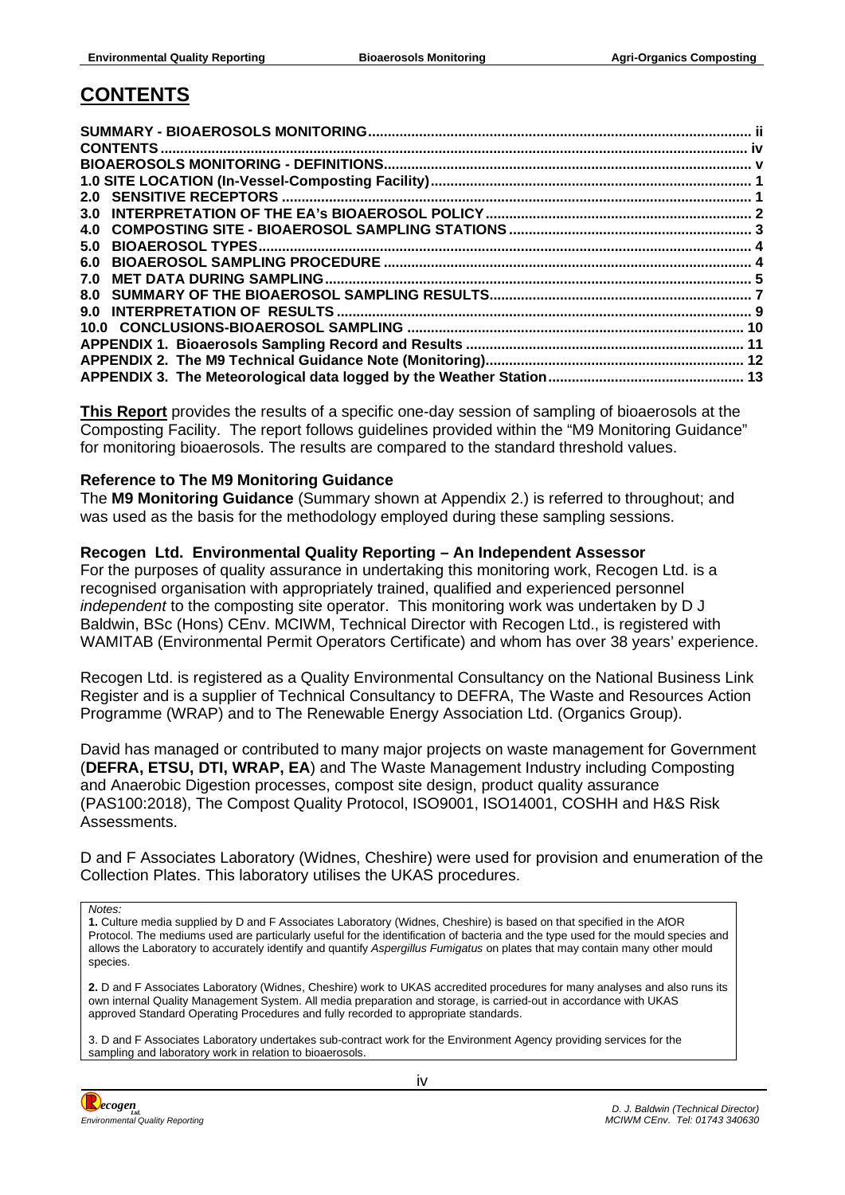# CONTENTS

| | |
|---|---|
| **SUMMARY - BIOAEROSOLS MONITORING** | **ii** |
| **CONTENTS** | **iv** |
| **BIOAEROSOLS MONITORING - DEFINITIONS** | **v** |
| **1.0 SITE LOCATION (In-Vessel-Composting Facility)** | **1** |
| **2.0 SENSITIVE RECEPTORS** | **1** |
| **3.0 INTERPRETATION OF THE EA's BIOAEROSOL POLICY** | **2** |
| **4.0 COMPOSTING SITE - BIOAEROSOL SAMPLING STATIONS** | **3** |
| **5.0 BIOAEROSOL TYPES** | **4** |
| **6.0 BIOAEROSOL SAMPLING PROCEDURE** | **4** |
| **7.0 MET DATA DURING SAMPLING** | **5** |
| **8.0 SUMMARY OF THE BIOAEROSOL SAMPLING RESULTS** | **7** |
| **9.0 INTERPRETATION OF RESULTS** | **9** |
| **10.0 CONCLUSIONS-BIOAEROSOL SAMPLING** | **10** |
| **APPENDIX 1. Bioaerosols Sampling Record and Results** | **11** |
| **APPENDIX 2. The M9 Technical Guidance Note (Monitoring)** | **12** |
| **APPENDIX 3. The Meteorological data logged by the Weather Station** | **13** |

**This Report** provides the results of a specific one-day session of sampling of bioaerosols at the Composting Facility. The report follows guidelines provided within the "M9 Monitoring Guidance" for monitoring bioaerosols. The results are compared to the standard threshold values.

**Reference to The M9 Monitoring Guidance**

The **M9 Monitoring Guidance** (Summary shown at Appendix 2.) is referred to throughout; and was used as the basis for the methodology employed during these sampling sessions.

**Recogen Ltd. Environmental Quality Reporting – An Independent Assessor**

For the purposes of quality assurance in undertaking this monitoring work, Recogen Ltd. is a recognised organisation with appropriately trained, qualified and experienced personnel *independent* to the composting site operator. This monitoring work was undertaken by D J Baldwin, BSc (Hons) CEnv. MCIWM, Technical Director with Recogen Ltd., is registered with WAMITAB (Environmental Permit Operators Certificate) and whom has over 38 years' experience.

Recogen Ltd. is registered as a Quality Environmental Consultancy on the National Business Link Register and is a supplier of Technical Consultancy to DEFRA, The Waste and Resources Action Programme (WRAP) and to The Renewable Energy Association Ltd. (Organics Group).

David has managed or contributed to many major projects on waste management for Government (**DEFRA, ETSU, DTI, WRAP, EA**) and The Waste Management Industry including Composting and Anaerobic Digestion processes, compost site design, product quality assurance (PAS100:2018), The Compost Quality Protocol, ISO9001, ISO14001, COSHH and H&S Risk Assessments.

D and F Associates Laboratory (Widnes, Cheshire) were used for provision and enumeration of the Collection Plates. This laboratory utilises the UKAS procedures.

*Notes:*

**1.** Culture media supplied by D and F Associates Laboratory (Widnes, Cheshire) is based on that specified in the AfOR Protocol. The mediums used are particularly useful for the identification of bacteria and the type used for the mould species and allows the Laboratory to accurately identify and quantify *Aspergillus Fumigatus* on plates that may contain many other mould species.

**2.** D and F Associates Laboratory (Widnes, Cheshire) work to UKAS accredited procedures for many analyses and also runs its own internal Quality Management System. All media preparation and storage, is carried-out in accordance with UKAS approved Standard Operating Procedures and fully recorded to appropriate standards.

3. D and F Associates Laboratory undertakes sub-contract work for the Environment Agency providing services for the sampling and laboratory work in relation to bioaerosols.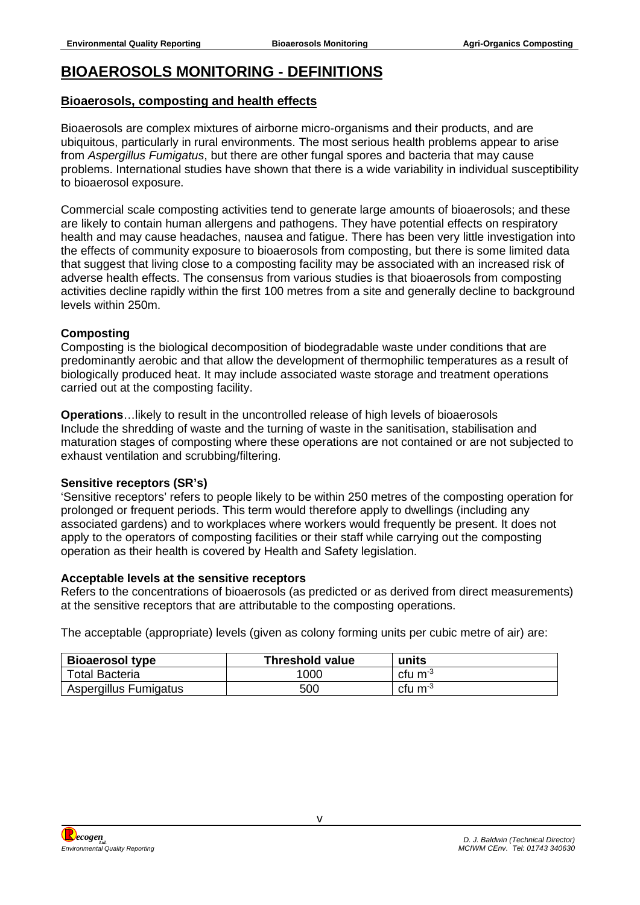# BIOAEROSOLS MONITORING - DEFINITIONS

## Bioaerosols, composting and health effects

Bioaerosols are complex mixtures of airborne micro-organisms and their products, and are ubiquitous, particularly in rural environments. The most serious health problems appear to arise from *Aspergillus Fumigatus*, but there are other fungal spores and bacteria that may cause problems. International studies have shown that there is a wide variability in individual susceptibility to bioaerosol exposure.

Commercial scale composting activities tend to generate large amounts of bioaerosols; and these are likely to contain human allergens and pathogens. They have potential effects on respiratory health and may cause headaches, nausea and fatigue. There has been very little investigation into the effects of community exposure to bioaerosols from composting, but there is some limited data that suggest that living close to a composting facility may be associated with an increased risk of adverse health effects. The consensus from various studies is that bioaerosols from composting activities decline rapidly within the first 100 metres from a site and generally decline to background levels within 250m.

### Composting

Composting is the biological decomposition of biodegradable waste under conditions that are predominantly aerobic and that allow the development of thermophilic temperatures as a result of biologically produced heat. It may include associated waste storage and treatment operations carried out at the composting facility.

**Operations**…likely to result in the uncontrolled release of high levels of bioaerosols
Include the shredding of waste and the turning of waste in the sanitisation, stabilisation and maturation stages of composting where these operations are not contained or are not subjected to exhaust ventilation and scrubbing/filtering.

### Sensitive receptors (SR's)

'Sensitive receptors' refers to people likely to be within 250 metres of the composting operation for prolonged or frequent periods. This term would therefore apply to dwellings (including any associated gardens) and to workplaces where workers would frequently be present. It does not apply to the operators of composting facilities or their staff while carrying out the composting operation as their health is covered by Health and Safety legislation.

### Acceptable levels at the sensitive receptors

Refers to the concentrations of bioaerosols (as predicted or as derived from direct measurements) at the sensitive receptors that are attributable to the composting operations.

The acceptable (appropriate) levels (given as colony forming units per cubic metre of air) are:

| Bioaerosol type | Threshold value | units |
|---|---|---|
| Total Bacteria | 1000 | cfu $m^{-3}$ |
| Aspergillus Fumigatus | 500 | cfu $m^{-3}$ |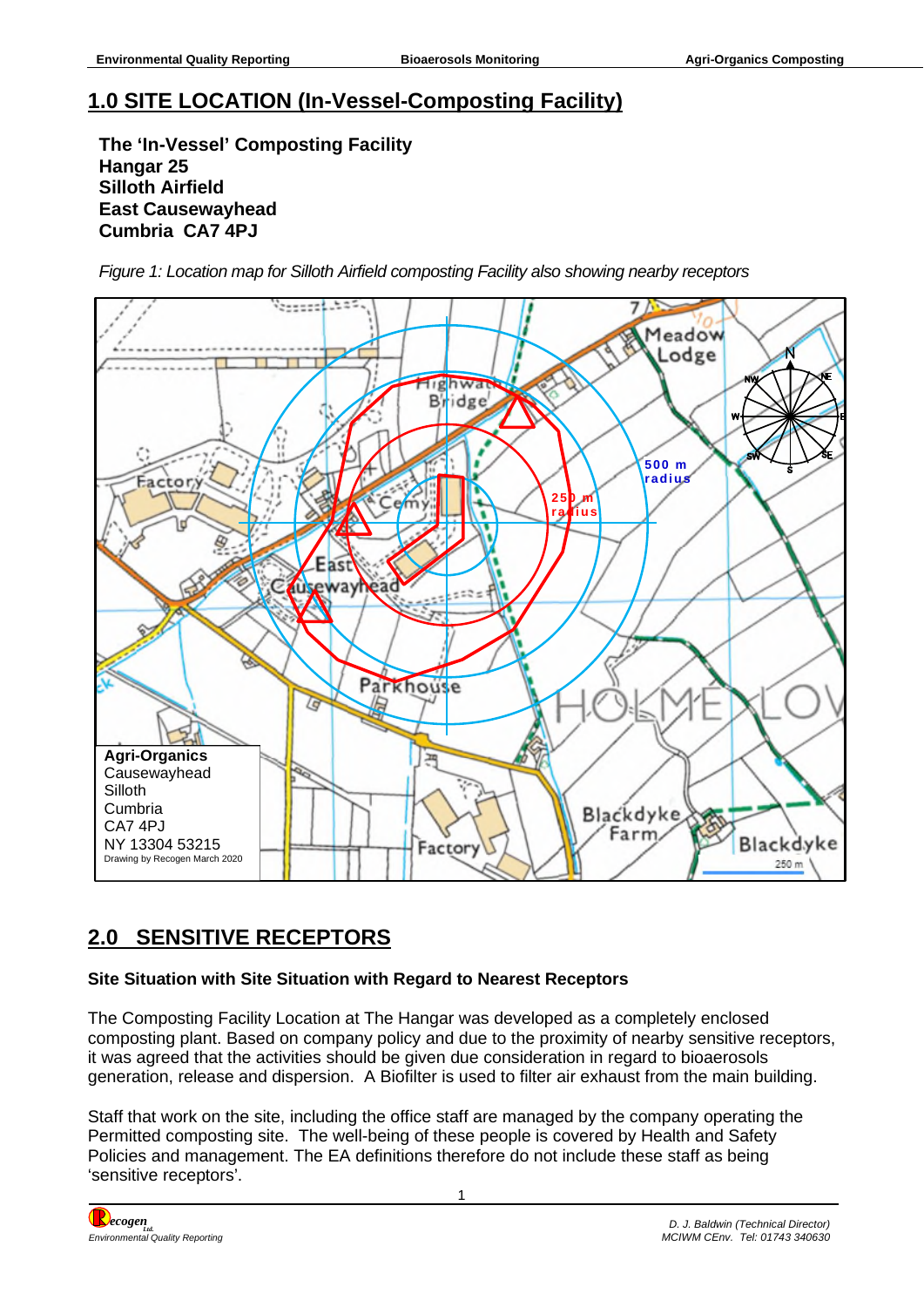# 1.0 SITE LOCATION (In-Vessel-Composting Facility)

**The 'In-Vessel' Composting Facility**
**Hangar 25**
**Silloth Airfield**
**East Causewayhead**
**Cumbria CA7 4PJ**

*Figure 1: Location map for Silloth Airfield composting Facility also showing nearby receptors*

**Agri-Organics**
Causewayhead
Silloth
Cumbria
CA7 4PJ
NY 13304 53215
Drawing by Recogen March 2020

# 2.0 SENSITIVE RECEPTORS

**Site Situation with Site Situation with Regard to Nearest Receptors**

The Composting Facility Location at The Hangar was developed as a completely enclosed composting plant. Based on company policy and due to the proximity of nearby sensitive receptors, it was agreed that the activities should be given due consideration in regard to bioaerosols generation, release and dispersion. A Biofilter is used to filter air exhaust from the main building.

Staff that work on the site, including the office staff are managed by the company operating the Permitted composting site. The well-being of these people is covered by Health and Safety Policies and management. The EA definitions therefore do not include these staff as being 'sensitive receptors'.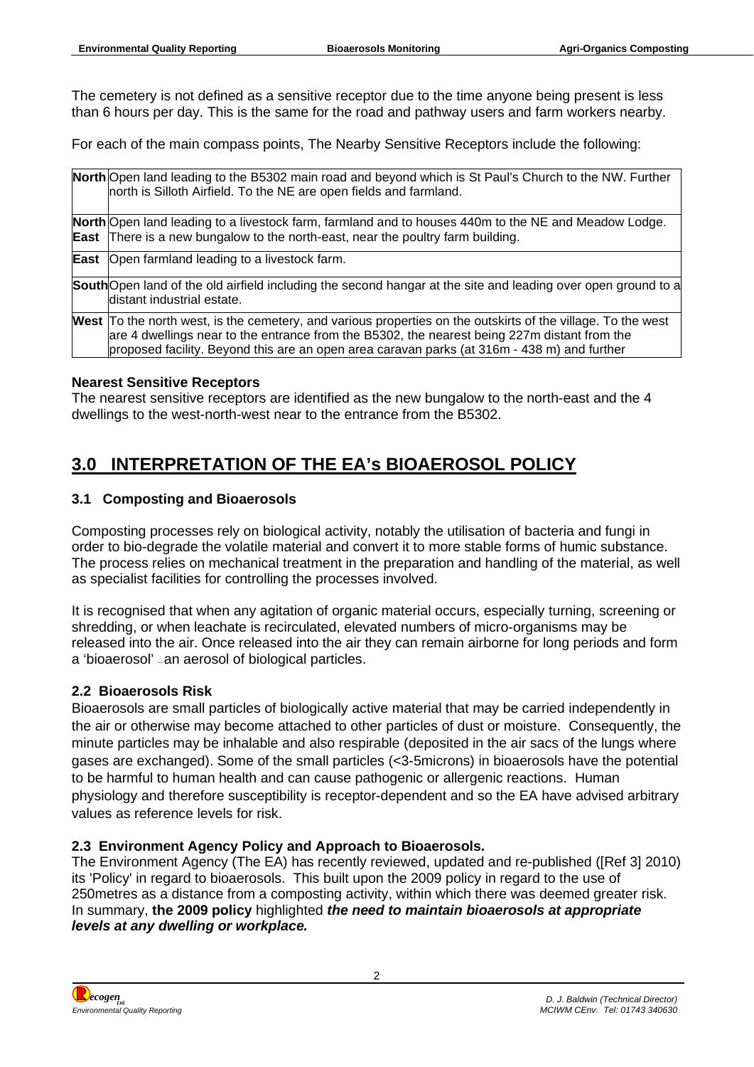The cemetery is not defined as a sensitive receptor due to the time anyone being present is less than 6 hours per day. This is the same for the road and pathway users and farm workers nearby.

For each of the main compass points, The Nearby Sensitive Receptors include the following:

| | |
|---|---|
| **North** | Open land leading to the B5302 main road and beyond which is St Paul's Church to the NW. Further north is Silloth Airfield. To the NE are open fields and farmland. |
| **North East** | Open land leading to a livestock farm, farmland and to houses 440m to the NE and Meadow Lodge. There is a new bungalow to the north-east, near the poultry farm building. |
| **East** | Open farmland leading to a livestock farm. |
| **South** | Open land of the old airfield including the second hangar at the site and leading over open ground to a distant industrial estate. |
| **West** | To the north west, is the cemetery, and various properties on the outskirts of the village. To the west are 4 dwellings near to the entrance from the B5302, the nearest being 227m distant from the proposed facility. Beyond this are an open area caravan parks (at 316m - 438 m) and further |

**Nearest Sensitive Receptors**

The nearest sensitive receptors are identified as the new bungalow to the north-east and the 4 dwellings to the west-north-west near to the entrance from the B5302.

## 3.0 INTERPRETATION OF THE EA's BIOAEROSOL POLICY

### 3.1 Composting and Bioaerosols

Composting processes rely on biological activity, notably the utilisation of bacteria and fungi in order to bio-degrade the volatile material and convert it to more stable forms of humic substance. The process relies on mechanical treatment in the preparation and handling of the material, as well as specialist facilities for controlling the processes involved.

It is recognised that when any agitation of organic material occurs, especially turning, screening or shredding, or when leachate is recirculated, elevated numbers of micro-organisms may be released into the air. Once released into the air they can remain airborne for long periods and form a 'bioaerosol' – an aerosol of biological particles.

### 2.2 Bioaerosols Risk

Bioaerosols are small particles of biologically active material that may be carried independently in the air or otherwise may become attached to other particles of dust or moisture. Consequently, the minute particles may be inhalable and also respirable (deposited in the air sacs of the lungs where gases are exchanged). Some of the small particles (<3-5microns) in bioaerosols have the potential to be harmful to human health and can cause pathogenic or allergenic reactions. Human physiology and therefore susceptibility is receptor-dependent and so the EA have advised arbitrary values as reference levels for risk.

### 2.3 Environment Agency Policy and Approach to Bioaerosols.

The Environment Agency (The EA) has recently reviewed, updated and re-published ([Ref 3] 2010) its 'Policy' in regard to bioaerosols. This built upon the 2009 policy in regard to the use of 250metres as a distance from a composting activity, within which there was deemed greater risk. In summary, **the 2009 policy** highlighted ***the need to maintain bioaerosols at appropriate levels at any dwelling or workplace.***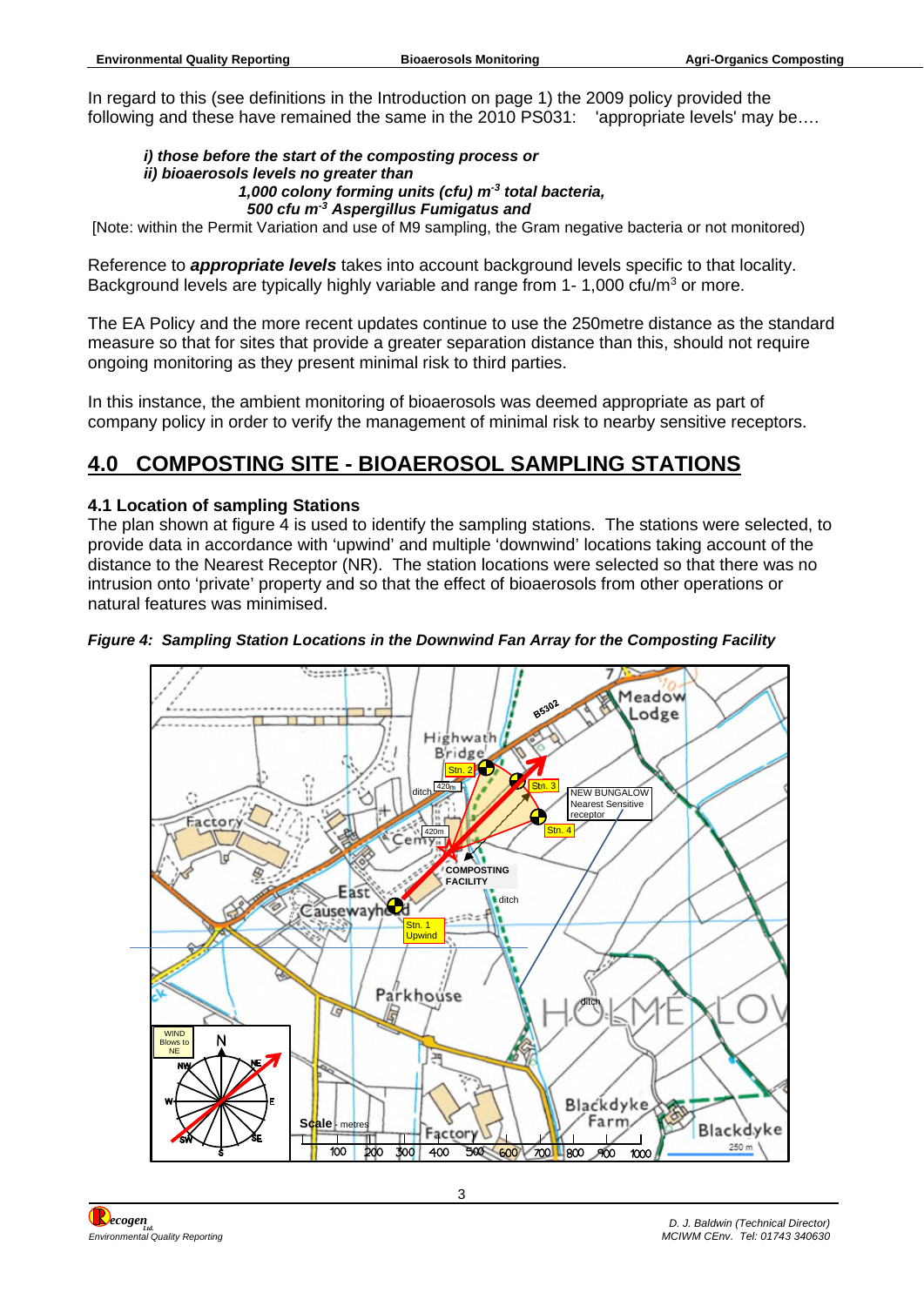In regard to this (see definitions in the Introduction on page 1) the 2009 policy provided the following and these have remained the same in the 2010 PS031: 'appropriate levels' may be….

> ***i) those before the start of the composting process or***
> ***ii) bioaerosols levels no greater than***
> ***1,000 colony forming units (cfu) $m^{-3}$ total bacteria,***
> ***500 cfu $m^{-3}$ Aspergillus Fumigatus and***

[Note: within the Permit Variation and use of M9 sampling, the Gram negative bacteria or not monitored)

Reference to ***appropriate levels*** takes into account background levels specific to that locality. Background levels are typically highly variable and range from 1- 1,000 cfu/$m^3$ or more.

The EA Policy and the more recent updates continue to use the 250metre distance as the standard measure so that for sites that provide a greater separation distance than this, should not require ongoing monitoring as they present minimal risk to third parties.

In this instance, the ambient monitoring of bioaerosols was deemed appropriate as part of company policy in order to verify the management of minimal risk to nearby sensitive receptors.

# 4.0 COMPOSTING SITE - BIOAEROSOL SAMPLING STATIONS

### 4.1 Location of sampling Stations

The plan shown at figure 4 is used to identify the sampling stations. The stations were selected, to provide data in accordance with 'upwind' and multiple 'downwind' locations taking account of the distance to the Nearest Receptor (NR). The station locations were selected so that there was no intrusion onto 'private' property and so that the effect of bioaerosols from other operations or natural features was minimised.

***Figure 4: Sampling Station Locations in the Downwind Fan Array for the Composting Facility***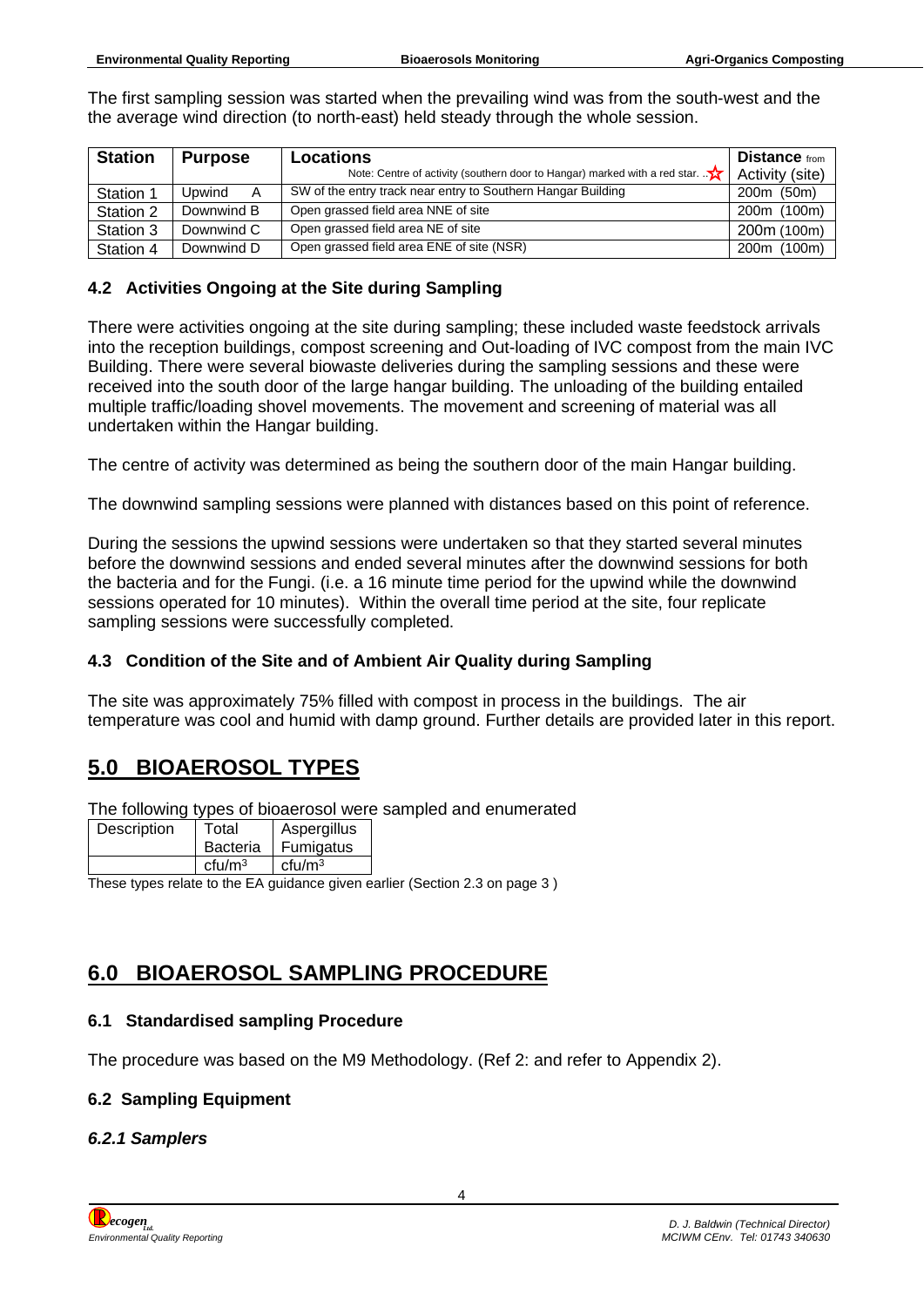The first sampling session was started when the prevailing wind was from the south-west and the the average wind direction (to north-east) held steady through the whole session.

| Station | Purpose | Locations<br>Note: Centre of activity (southern door to Hangar) marked with a red star. ☆ | Distance from Activity (site) |
|---|---|---|---|
| Station 1 | Upwind A | SW of the entry track near entry to Southern Hangar Building | 200m (50m) |
| Station 2 | Downwind B | Open grassed field area NNE of site | 200m (100m) |
| Station 3 | Downwind C | Open grassed field area NE of site | 200m (100m) |
| Station 4 | Downwind D | Open grassed field area ENE of site (NSR) | 200m (100m) |

### 4.2 Activities Ongoing at the Site during Sampling

There were activities ongoing at the site during sampling; these included waste feedstock arrivals into the reception buildings, compost screening and Out-loading of IVC compost from the main IVC Building. There were several biowaste deliveries during the sampling sessions and these were received into the south door of the large hangar building. The unloading of the building entailed multiple traffic/loading shovel movements. The movement and screening of material was all undertaken within the Hangar building.

The centre of activity was determined as being the southern door of the main Hangar building.

The downwind sampling sessions were planned with distances based on this point of reference.

During the sessions the upwind sessions were undertaken so that they started several minutes before the downwind sessions and ended several minutes after the downwind sessions for both the bacteria and for the Fungi. (i.e. a 16 minute time period for the upwind while the downwind sessions operated for 10 minutes). Within the overall time period at the site, four replicate sampling sessions were successfully completed.

### 4.3 Condition of the Site and of Ambient Air Quality during Sampling

The site was approximately 75% filled with compost in process in the buildings. The air temperature was cool and humid with damp ground. Further details are provided later in this report.

## 5.0 BIOAEROSOL TYPES

The following types of bioaerosol were sampled and enumerated

| Description | Total Bacteria | Aspergillus Fumigatus |
|---|---|---|
| | cfu/m$^3$ | cfu/m$^3$ |

These types relate to the EA guidance given earlier (Section 2.3 on page 3 )

## 6.0 BIOAEROSOL SAMPLING PROCEDURE

### 6.1 Standardised sampling Procedure

The procedure was based on the M9 Methodology. (Ref 2: and refer to Appendix 2).

### 6.2 Sampling Equipment

#### *6.2.1 Samplers*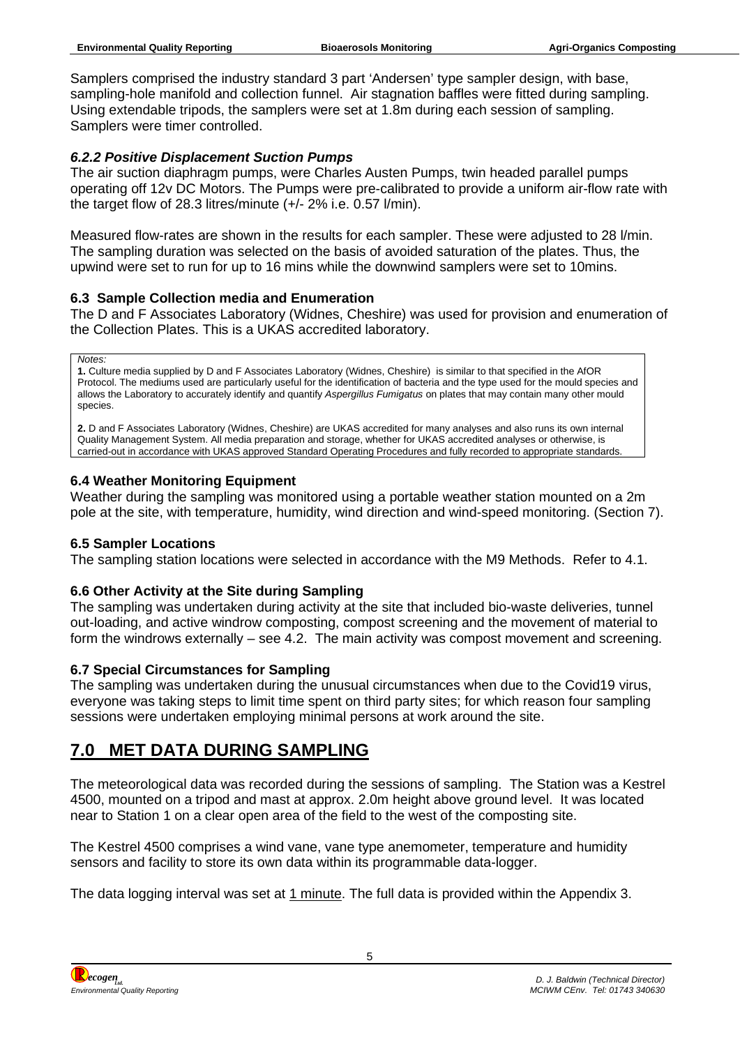Samplers comprised the industry standard 3 part 'Andersen' type sampler design, with base, sampling-hole manifold and collection funnel. Air stagnation baffles were fitted during sampling. Using extendable tripods, the samplers were set at 1.8m during each session of sampling. Samplers were timer controlled.

#### *6.2.2 Positive Displacement Suction Pumps*

The air suction diaphragm pumps, were Charles Austen Pumps, twin headed parallel pumps operating off 12v DC Motors. The Pumps were pre-calibrated to provide a uniform air-flow rate with the target flow of 28.3 litres/minute (+/- 2% i.e. 0.57 l/min).

Measured flow-rates are shown in the results for each sampler. These were adjusted to 28 l/min. The sampling duration was selected on the basis of avoided saturation of the plates. Thus, the upwind were set to run for up to 16 mins while the downwind samplers were set to 10mins.

### 6.3 Sample Collection media and Enumeration

The D and F Associates Laboratory (Widnes, Cheshire) was used for provision and enumeration of the Collection Plates. This is a UKAS accredited laboratory.

*Notes:*

**1.** Culture media supplied by D and F Associates Laboratory (Widnes, Cheshire) is similar to that specified in the AfOR Protocol. The mediums used are particularly useful for the identification of bacteria and the type used for the mould species and allows the Laboratory to accurately identify and quantify *Aspergillus Fumigatus* on plates that may contain many other mould species.

**2.** D and F Associates Laboratory (Widnes, Cheshire) are UKAS accredited for many analyses and also runs its own internal Quality Management System. All media preparation and storage, whether for UKAS accredited analyses or otherwise, is carried-out in accordance with UKAS approved Standard Operating Procedures and fully recorded to appropriate standards.

### 6.4 Weather Monitoring Equipment

Weather during the sampling was monitored using a portable weather station mounted on a 2m pole at the site, with temperature, humidity, wind direction and wind-speed monitoring. (Section 7).

### 6.5 Sampler Locations

The sampling station locations were selected in accordance with the M9 Methods. Refer to 4.1.

### 6.6 Other Activity at the Site during Sampling

The sampling was undertaken during activity at the site that included bio-waste deliveries, tunnel out-loading, and active windrow composting, compost screening and the movement of material to form the windrows externally – see 4.2. The main activity was compost movement and screening.

### 6.7 Special Circumstances for Sampling

The sampling was undertaken during the unusual circumstances when due to the Covid19 virus, everyone was taking steps to limit time spent on third party sites; for which reason four sampling sessions were undertaken employing minimal persons at work around the site.

## 7.0 MET DATA DURING SAMPLING

The meteorological data was recorded during the sessions of sampling. The Station was a Kestrel 4500, mounted on a tripod and mast at approx. 2.0m height above ground level. It was located near to Station 1 on a clear open area of the field to the west of the composting site.

The Kestrel 4500 comprises a wind vane, vane type anemometer, temperature and humidity sensors and facility to store its own data within its programmable data-logger.

The data logging interval was set at 1 minute. The full data is provided within the Appendix 3.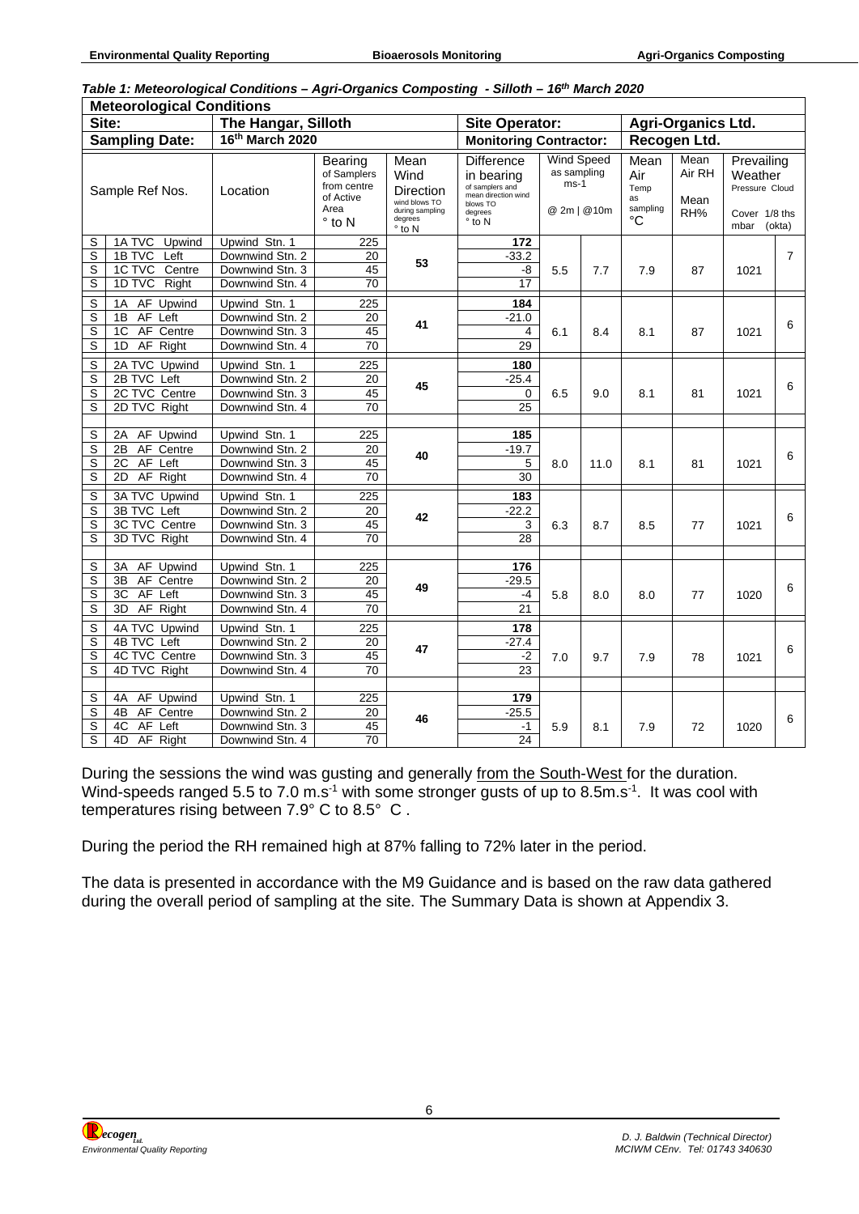***Table 1: Meteorological Conditions – Agri-Organics Composting - Silloth – 16th March 2020***

| **Meteorological Conditions** | | | | | | | | | | | | |
|---|---|---|---|---|---|---|---|---|---|---|---|---|
| **Site:** | | **The Hangar, Silloth** | | | **Site Operator:** | | | **Agri-Organics Ltd.** | | | | |
| **Sampling Date:** | | **16th March 2020** | | | **Monitoring Contractor:** | | | **Recogen Ltd.** | | | | |
| Sample Ref Nos. | | Location | Bearing of Samplers from centre of Active Area ° to N | Mean Wind Direction wind blows TO during sampling degrees ° to N | Difference in bearing of samplers and mean direction wind blows TO degrees ° to N | Wind Speed as sampling ms-1 @ 2m | @10m | Mean Air Temp as sampling °C | Mean Air RH Mean RH% | Prevailing Weather Pressure mbar | Cloud Cover 1/8 ths (okta) |
| S | 1A TVC Upwind | Upwind Stn. 1 | 225 | 53 | **172** | 5.5 | 7.7 | 7.9 | 87 | 1021 | 7 |
| S | 1B TVC Left | Downwind Stn. 2 | 20 | | -33.2 | | | | | | |
| S | 1C TVC Centre | Downwind Stn. 3 | 45 | | -8 | | | | | | |
| S | 1D TVC Right | Downwind Stn. 4 | 70 | | 17 | | | | | | |
| S | 1A AF Upwind | Upwind Stn. 1 | 225 | 41 | **184** | 6.1 | 8.4 | 8.1 | 87 | 1021 | 6 |
| S | 1B AF Left | Downwind Stn. 2 | 20 | | -21.0 | | | | | | |
| S | 1C AF Centre | Downwind Stn. 3 | 45 | | 4 | | | | | | |
| S | 1D AF Right | Downwind Stn. 4 | 70 | | 29 | | | | | | |
| S | 2A TVC Upwind | Upwind Stn. 1 | 225 | 45 | **180** | 6.5 | 9.0 | 8.1 | 81 | 1021 | 6 |
| S | 2B TVC Left | Downwind Stn. 2 | 20 | | -25.4 | | | | | | |
| S | 2C TVC Centre | Downwind Stn. 3 | 45 | | 0 | | | | | | |
| S | 2D TVC Right | Downwind Stn. 4 | 70 | | 25 | | | | | | |
| S | 2A AF Upwind | Upwind Stn. 1 | 225 | 40 | **185** | 8.0 | 11.0 | 8.1 | 81 | 1021 | 6 |
| S | 2B AF Centre | Downwind Stn. 2 | 20 | | -19.7 | | | | | | |
| S | 2C AF Left | Downwind Stn. 3 | 45 | | 5 | | | | | | |
| S | 2D AF Right | Downwind Stn. 4 | 70 | | 30 | | | | | | |
| S | 3A TVC Upwind | Upwind Stn. 1 | 225 | 42 | **183** | 6.3 | 8.7 | 8.5 | 77 | 1021 | 6 |
| S | 3B TVC Left | Downwind Stn. 2 | 20 | | -22.2 | | | | | | |
| S | 3C TVC Centre | Downwind Stn. 3 | 45 | | 3 | | | | | | |
| S | 3D TVC Right | Downwind Stn. 4 | 70 | | 28 | | | | | | |
| S | 3A AF Upwind | Upwind Stn. 1 | 225 | 49 | **176** | 5.8 | 8.0 | 8.0 | 77 | 1020 | 6 |
| S | 3B AF Centre | Downwind Stn. 2 | 20 | | -29.5 | | | | | | |
| S | 3C AF Left | Downwind Stn. 3 | 45 | | -4 | | | | | | |
| S | 3D AF Right | Downwind Stn. 4 | 70 | | 21 | | | | | | |
| S | 4A TVC Upwind | Upwind Stn. 1 | 225 | 47 | **178** | 7.0 | 9.7 | 7.9 | 78 | 1021 | 6 |
| S | 4B TVC Left | Downwind Stn. 2 | 20 | | -27.4 | | | | | | |
| S | 4C TVC Centre | Downwind Stn. 3 | 45 | | -2 | | | | | | |
| S | 4D TVC Right | Downwind Stn. 4 | 70 | | 23 | | | | | | |
| S | 4A AF Upwind | Upwind Stn. 1 | 225 | 46 | **179** | 5.9 | 8.1 | 7.9 | 72 | 1020 | 6 |
| S | 4B AF Centre | Downwind Stn. 2 | 20 | | -25.5 | | | | | | |
| S | 4C AF Left | Downwind Stn. 3 | 45 | | -1 | | | | | | |
| S | 4D AF Right | Downwind Stn. 4 | 70 | | 24 | | | | | | |

During the sessions the wind was gusting and generally from the South-West for the duration. Wind-speeds ranged 5.5 to 7.0 $m.s^{-1}$ with some stronger gusts of up to 8.5$m.s^{-1}$. It was cool with temperatures rising between 7.9° C to 8.5° C .

During the period the RH remained high at 87% falling to 72% later in the period.

The data is presented in accordance with the M9 Guidance and is based on the raw data gathered during the overall period of sampling at the site. The Summary Data is shown at Appendix 3.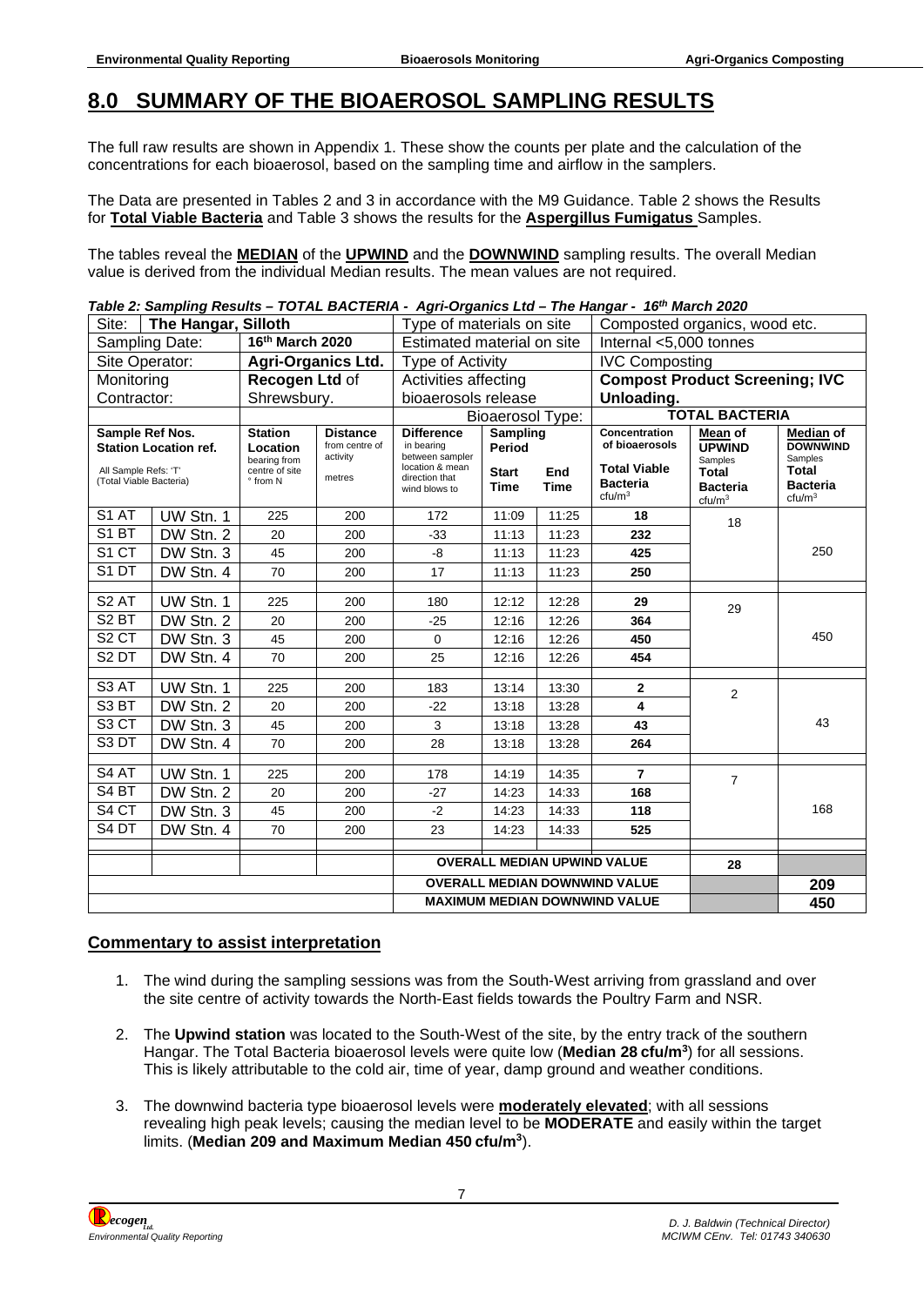# 8.0 SUMMARY OF THE BIOAEROSOL SAMPLING RESULTS

The full raw results are shown in Appendix 1. These show the counts per plate and the calculation of the concentrations for each bioaerosol, based on the sampling time and airflow in the samplers.

The Data are presented in Tables 2 and 3 in accordance with the M9 Guidance. Table 2 shows the Results for **Total Viable Bacteria** and Table 3 shows the results for the **Aspergillus Fumigatus** Samples.

The tables reveal the **MEDIAN** of the **UPWIND** and the **DOWNWIND** sampling results. The overall Median value is derived from the individual Median results. The mean values are not required.

***Table 2: Sampling Results – TOTAL BACTERIA - Agri-Organics Ltd – The Hangar - 16th March 2020***

| Site: | The Hangar, Silloth | | | Type of materials on site | | | Composted organics, wood etc. | | |
|---|---|---|---|---|---|---|---|---|---|
| Sampling Date: | | 16th March 2020 | | Estimated material on site | | | Internal <5,000 tonnes | | |
| Site Operator: | | **Agri-Organics Ltd.** | | Type of Activity | | | IVC Composting | | |
| Monitoring Contractor: | | **Recogen Ltd** of Shrewsbury. | | Activities affecting bioaerosols release | | | **Compost Product Screening; IVC Unloading.** | | |
| | | | | Bioaerosol Type: | | | **TOTAL BACTERIA** | | |
| **Sample Ref Nos.** All Sample Refs: 'T' (Total Viable Bacteria) | **Station Location ref.** | **Station Location** bearing from centre of site ° from N | **Distance** from centre of activity metres | **Difference** in bearing between sampler location & mean direction that wind blows to | **Sampling Period Start Time** | **End Time** | **Concentration** of bioaerosols **Total Viable Bacteria** cfu/m³ | **Mean** of **UPWIND** Samples **Total Bacteria** cfu/m³ | **Median** of **DOWNWIND** Samples **Total Bacteria** cfu/m³ |
| S1 AT | UW Stn. 1 | 225 | 200 | 172 | 11:09 | 11:25 | **18** | 18 | |
| S1 BT | DW Stn. 2 | 20 | 200 | -33 | 11:13 | 11:23 | **232** | | |
| S1 CT | DW Stn. 3 | 45 | 200 | -8 | 11:13 | 11:23 | **425** | | 250 |
| S1 DT | DW Stn. 4 | 70 | 200 | 17 | 11:13 | 11:23 | **250** | | |
| S2 AT | UW Stn. 1 | 225 | 200 | 180 | 12:12 | 12:28 | **29** | 29 | |
| S2 BT | DW Stn. 2 | 20 | 200 | -25 | 12:16 | 12:26 | **364** | | |
| S2 CT | DW Stn. 3 | 45 | 200 | 0 | 12:16 | 12:26 | **450** | | 450 |
| S2 DT | DW Stn. 4 | 70 | 200 | 25 | 12:16 | 12:26 | **454** | | |
| S3 AT | UW Stn. 1 | 225 | 200 | 183 | 13:14 | 13:30 | **2** | 2 | |
| S3 BT | DW Stn. 2 | 20 | 200 | -22 | 13:18 | 13:28 | **4** | | |
| S3 CT | DW Stn. 3 | 45 | 200 | 3 | 13:18 | 13:28 | **43** | | 43 |
| S3 DT | DW Stn. 4 | 70 | 200 | 28 | 13:18 | 13:28 | **264** | | |
| S4 AT | UW Stn. 1 | 225 | 200 | 178 | 14:19 | 14:35 | **7** | 7 | |
| S4 BT | DW Stn. 2 | 20 | 200 | -27 | 14:23 | 14:33 | **168** | | |
| S4 CT | DW Stn. 3 | 45 | 200 | -2 | 14:23 | 14:33 | **118** | | 168 |
| S4 DT | DW Stn. 4 | 70 | 200 | 23 | 14:23 | 14:33 | **525** | | |
| | | | | **OVERALL MEDIAN UPWIND VALUE** | | | | **28** | |
| | | | | **OVERALL MEDIAN DOWNWIND VALUE** | | | | | **209** |
| | | | | **MAXIMUM MEDIAN DOWNWIND VALUE** | | | | | **450** |

## Commentary to assist interpretation

1. The wind during the sampling sessions was from the South-West arriving from grassland and over the site centre of activity towards the North-East fields towards the Poultry Farm and NSR.

2. The **Upwind station** was located to the South-West of the site, by the entry track of the southern Hangar. The Total Bacteria bioaerosol levels were quite low (**Median 28 cfu/m³**) for all sessions. This is likely attributable to the cold air, time of year, damp ground and weather conditions.

3. The downwind bacteria type bioaerosol levels were **moderately elevated**; with all sessions revealing high peak levels; causing the median level to be **MODERATE** and easily within the target limits. (**Median 209 and Maximum Median 450 cfu/m³**).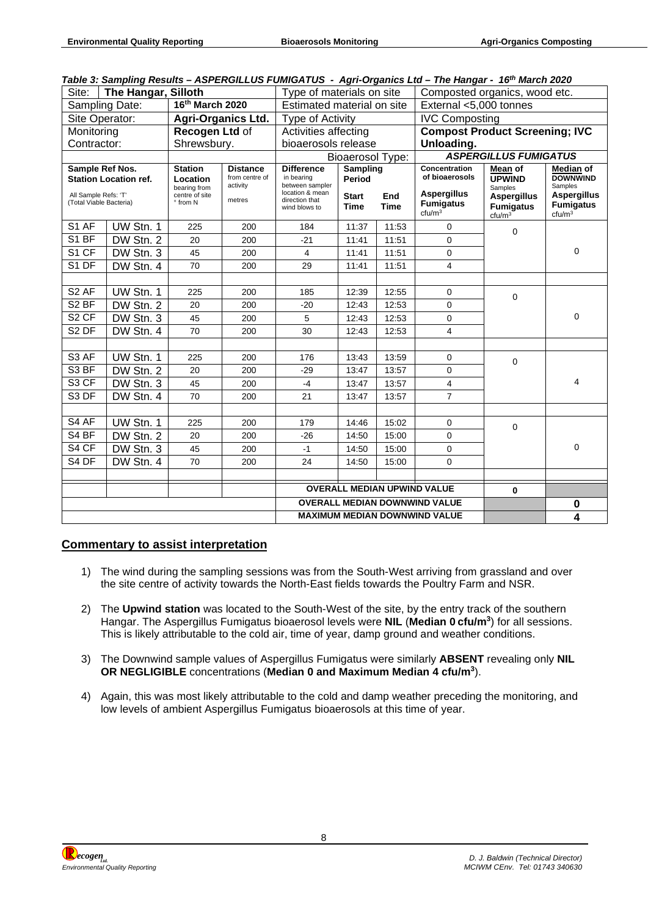***Table 3: Sampling Results – ASPERGILLUS FUMIGATUS - Agri-Organics Ltd – The Hangar - 16th March 2020***

| Site: | The Hangar, Silloth | | | Type of materials on site | | | Composted organics, wood etc. | | |
|---|---|---|---|---|---|---|---|---|---|
| Sampling Date: | | **16th March 2020** | | Estimated material on site | | | External <5,000 tonnes | | |
| Site Operator: | | **Agri-Organics Ltd.** | | Type of Activity | | | IVC Composting | | |
| Monitoring Contractor: | | **Recogen Ltd** of Shrewsbury. | | Activities affecting bioaerosols release | | | **Compost Product Screening; IVC Unloading.** | | |
| | | | | Bioaerosol Type: | | | ***ASPERGILLUS FUMIGATUS*** | | |
| **Sample Ref Nos.** All Sample Refs: 'T' (Total Viable Bacteria) | **Station Location ref.** | **Station Location** bearing from centre of site ° from N | **Distance** from centre of activity metres | **Difference** in bearing between sampler location & mean direction that wind blows to | **Sampling Period Start Time** | **End Time** | **Concentration of bioaerosols Aspergillus Fumigatus** cfu/m³ | **Mean of UPWIND** Samples **Aspergillus Fumigatus** cfu/m³ | **Median of DOWNWIND** Samples **Aspergillus Fumigatus** cfu/m³ |
| S1 AF | UW Stn. 1 | 225 | 200 | 184 | 11:37 | 11:53 | 0 | 0 | |
| S1 BF | DW Stn. 2 | 20 | 200 | -21 | 11:41 | 11:51 | 0 | | |
| S1 CF | DW Stn. 3 | 45 | 200 | 4 | 11:41 | 11:51 | 0 | | 0 |
| S1 DF | DW Stn. 4 | 70 | 200 | 29 | 11:41 | 11:51 | 4 | | |
| | | | | | | | | | |
| S2 AF | UW Stn. 1 | 225 | 200 | 185 | 12:39 | 12:55 | 0 | 0 | |
| S2 BF | DW Stn. 2 | 20 | 200 | -20 | 12:43 | 12:53 | 0 | | |
| S2 CF | DW Stn. 3 | 45 | 200 | 5 | 12:43 | 12:53 | 0 | | 0 |
| S2 DF | DW Stn. 4 | 70 | 200 | 30 | 12:43 | 12:53 | 4 | | |
| | | | | | | | | | |
| S3 AF | UW Stn. 1 | 225 | 200 | 176 | 13:43 | 13:59 | 0 | 0 | |
| S3 BF | DW Stn. 2 | 20 | 200 | -29 | 13:47 | 13:57 | 0 | | |
| S3 CF | DW Stn. 3 | 45 | 200 | -4 | 13:47 | 13:57 | 4 | | 4 |
| S3 DF | DW Stn. 4 | 70 | 200 | 21 | 13:47 | 13:57 | 7 | | |
| | | | | | | | | | |
| S4 AF | UW Stn. 1 | 225 | 200 | 179 | 14:46 | 15:02 | 0 | 0 | |
| S4 BF | DW Stn. 2 | 20 | 200 | -26 | 14:50 | 15:00 | 0 | | |
| S4 CF | DW Stn. 3 | 45 | 200 | -1 | 14:50 | 15:00 | 0 | | 0 |
| S4 DF | DW Stn. 4 | 70 | 200 | 24 | 14:50 | 15:00 | 0 | | |
| | | | | | | | | | |
| | | | | **OVERALL MEDIAN UPWIND VALUE** | | | | **0** | |
| | | | | **OVERALL MEDIAN DOWNWIND VALUE** | | | | | **0** |
| | | | | **MAXIMUM MEDIAN DOWNWIND VALUE** | | | | | **4** |

## Commentary to assist interpretation

1) The wind during the sampling sessions was from the South-West arriving from grassland and over the site centre of activity towards the North-East fields towards the Poultry Farm and NSR.

2) The **Upwind station** was located to the South-West of the site, by the entry track of the southern Hangar. The Aspergillus Fumigatus bioaerosol levels were **NIL** (**Median 0 cfu/m³**) for all sessions. This is likely attributable to the cold air, time of year, damp ground and weather conditions.

3) The Downwind sample values of Aspergillus Fumigatus were similarly **ABSENT** revealing only **NIL OR NEGLIGIBLE** concentrations (**Median 0 and Maximum Median 4 cfu/m³**).

4) Again, this was most likely attributable to the cold and damp weather preceding the monitoring, and low levels of ambient Aspergillus Fumigatus bioaerosols at this time of year.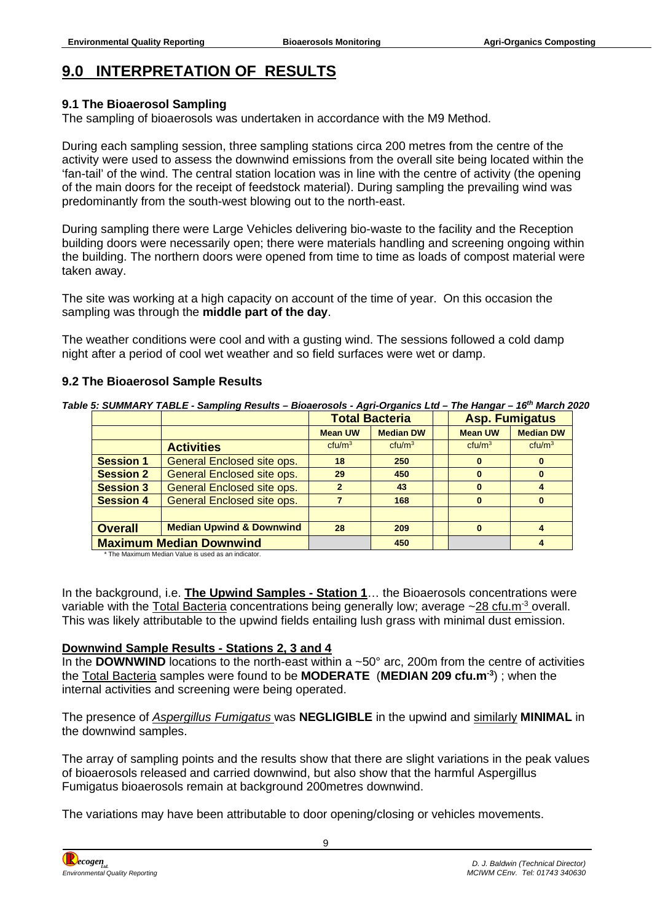# 9.0 INTERPRETATION OF RESULTS

### 9.1 The Bioaerosol Sampling

The sampling of bioaerosols was undertaken in accordance with the M9 Method.

During each sampling session, three sampling stations circa 200 metres from the centre of the activity were used to assess the downwind emissions from the overall site being located within the 'fan-tail' of the wind. The central station location was in line with the centre of activity (the opening of the main doors for the receipt of feedstock material). During sampling the prevailing wind was predominantly from the south-west blowing out to the north-east.

During sampling there were Large Vehicles delivering bio-waste to the facility and the Reception building doors were necessarily open; there were materials handling and screening ongoing within the building. The northern doors were opened from time to time as loads of compost material were taken away.

The site was working at a high capacity on account of the time of year. On this occasion the sampling was through the **middle part of the day**.

The weather conditions were cool and with a gusting wind. The sessions followed a cold damp night after a period of cool wet weather and so field surfaces were wet or damp.

### 9.2 The Bioaerosol Sample Results

***Table 5: SUMMARY TABLE - Sampling Results – Bioaerosols - Agri-Organics Ltd – The Hangar – 16th March 2020***

| | | **Total Bacteria** | | | **Asp. Fumigatus** | |
|---|---|---|---|---|---|---|
| | | **Mean UW** | **Median DW** | | **Mean UW** | **Median DW** |
| | **Activities** | cfu/m³ | cfu/m³ | | cfu/m³ | cfu/m³ |
| **Session 1** | General Enclosed site ops. | **18** | **250** | | **0** | **0** |
| **Session 2** | General Enclosed site ops. | **29** | **450** | | **0** | **0** |
| **Session 3** | General Enclosed site ops. | **2** | **43** | | **0** | **4** |
| **Session 4** | General Enclosed site ops. | **7** | **168** | | **0** | **0** |
| | | | | | | |
| **Overall** | **Median Upwind & Downwind** | **28** | **209** | | **0** | **4** |
| **Maximum Median Downwind** | | | **450** | | | **4** |

\* The Maximum Median Value is used as an indicator.

In the background, i.e. **The Upwind Samples - Station 1**… the Bioaerosols concentrations were variable with the Total Bacteria concentrations being generally low; average ~28 cfu.m$^{-3}$ overall. This was likely attributable to the upwind fields entailing lush grass with minimal dust emission.

**Downwind Sample Results - Stations 2, 3 and 4**

In the **DOWNWIND** locations to the north-east within a ~50° arc, 200m from the centre of activities the Total Bacteria samples were found to be **MODERATE** (**MEDIAN 209 cfu.m$^{-3}$**) ; when the internal activities and screening were being operated.

The presence of *Aspergillus Fumigatus* was **NEGLIGIBLE** in the upwind and similarly **MINIMAL** in the downwind samples.

The array of sampling points and the results show that there are slight variations in the peak values of bioaerosols released and carried downwind, but also show that the harmful Aspergillus Fumigatus bioaerosols remain at background 200metres downwind.

The variations may have been attributable to door opening/closing or vehicles movements.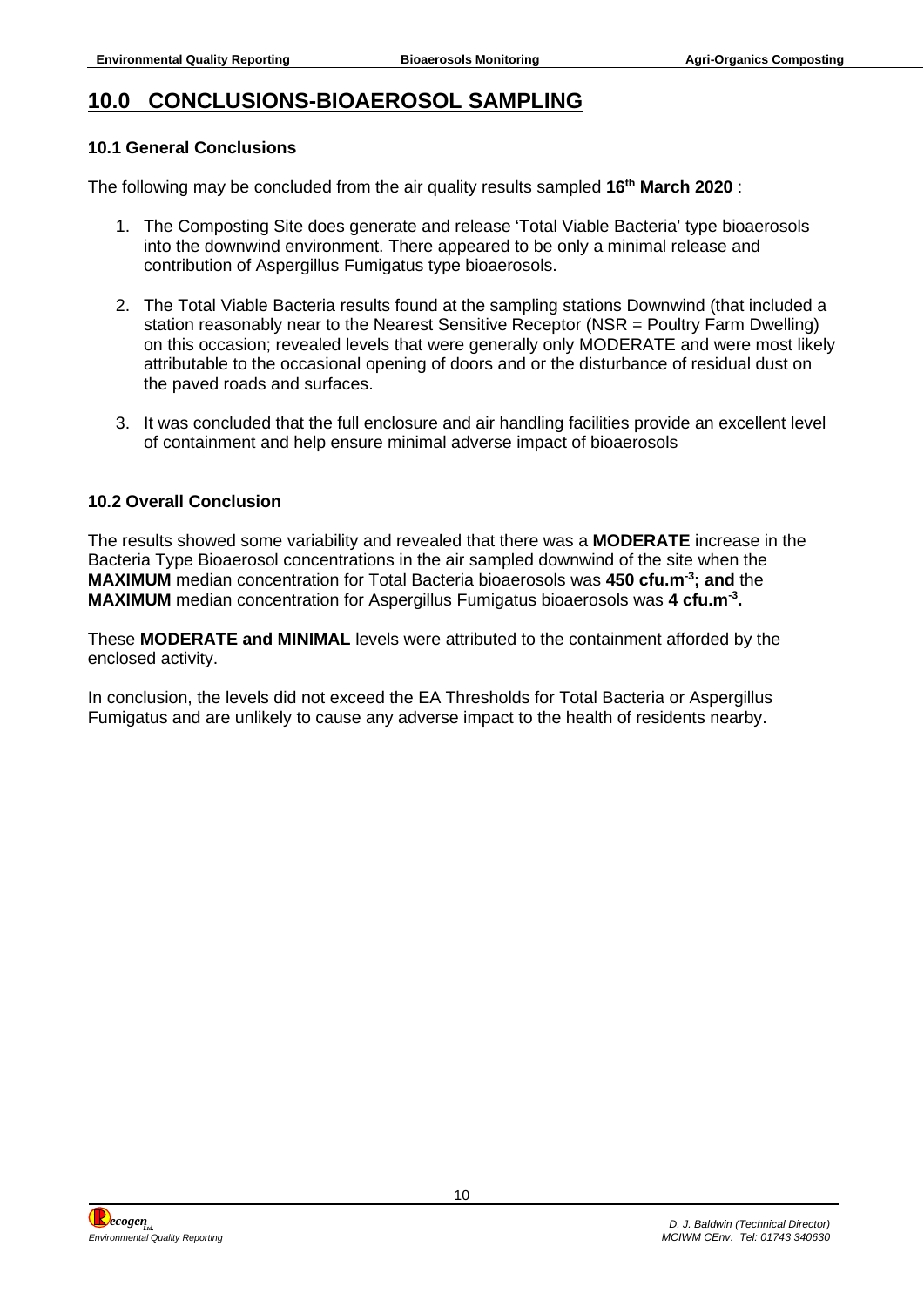# 10.0 CONCLUSIONS-BIOAEROSOL SAMPLING

### 10.1 General Conclusions

The following may be concluded from the air quality results sampled **16th March 2020** :

1. The Composting Site does generate and release 'Total Viable Bacteria' type bioaerosols into the downwind environment. There appeared to be only a minimal release and contribution of Aspergillus Fumigatus type bioaerosols.

2. The Total Viable Bacteria results found at the sampling stations Downwind (that included a station reasonably near to the Nearest Sensitive Receptor (NSR = Poultry Farm Dwelling) on this occasion; revealed levels that were generally only MODERATE and were most likely attributable to the occasional opening of doors and or the disturbance of residual dust on the paved roads and surfaces.

3. It was concluded that the full enclosure and air handling facilities provide an excellent level of containment and help ensure minimal adverse impact of bioaerosols

### 10.2 Overall Conclusion

The results showed some variability and revealed that there was a **MODERATE** increase in the Bacteria Type Bioaerosol concentrations in the air sampled downwind of the site when the **MAXIMUM** median concentration for Total Bacteria bioaerosols was **450 cfu.m$^{-3}$; and** the **MAXIMUM** median concentration for Aspergillus Fumigatus bioaerosols was **4 cfu.m$^{-3}$.**

These **MODERATE and MINIMAL** levels were attributed to the containment afforded by the enclosed activity.

In conclusion, the levels did not exceed the EA Thresholds for Total Bacteria or Aspergillus Fumigatus and are unlikely to cause any adverse impact to the health of residents nearby.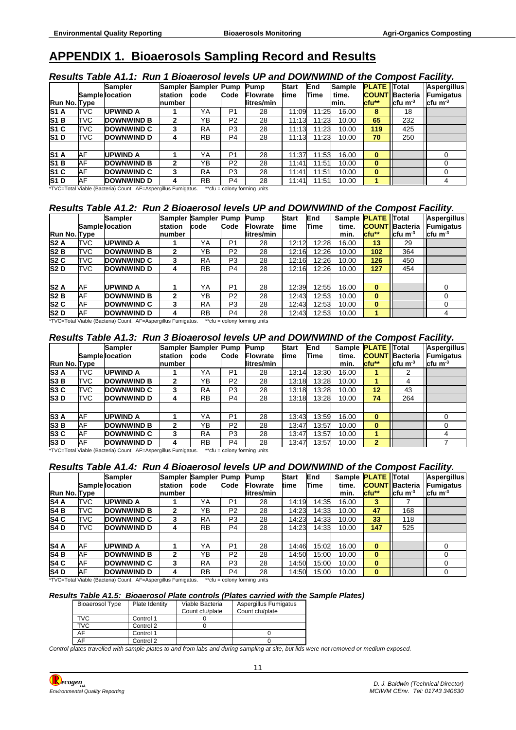# APPENDIX 1. Bioaerosols Sampling Record and Results

### *Results Table A1.1: Run 1 Bioaerosol levels UP and DOWNWIND of the Compost Facility.*

| Run No. | Sample Type | Sampler location | Sampler station number | Sampler code | Pump Code | Pump Flowrate litres/min | Start time | End Time | Sample time. min. | PLATE COUNT cfu** | Total Bacteria cfu m$^{-3}$ | Aspergillus Fumigatus cfu m$^{-3}$ |
|---|---|---|---|---|---|---|---|---|---|---|---|---|
| S1 A | TVC | UPWIND A | 1 | YA | P1 | 28 | 11:09 | 11:25 | 16.00 | 8 | 18 | |
| S1 B | TVC | DOWNWIND B | 2 | YB | P2 | 28 | 11:13 | 11:23 | 10.00 | 65 | 232 | |
| S1 C | TVC | DOWNWIND C | 3 | RA | P3 | 28 | 11:13 | 11:23 | 10.00 | 119 | 425 | |
| S1 D | TVC | DOWNWIND D | 4 | RB | P4 | 28 | 11:13 | 11:23 | 10.00 | 70 | 250 | |
| | | | | | | | | | | | | |
| S1 A | AF | UPWIND A | 1 | YA | P1 | 28 | 11:37 | 11:53 | 16.00 | 0 | | 0 |
| S1 B | AF | DOWNWIND B | 2 | YB | P2 | 28 | 11:41 | 11:51 | 10.00 | 0 | | 0 |
| S1 C | AF | DOWNWIND C | 3 | RA | P3 | 28 | 11:41 | 11:51 | 10.00 | 0 | | 0 |
| S1 D | AF | DOWNWIND D | 4 | RB | P4 | 28 | 11:41 | 11:51 | 10.00 | 1 | | 4 |

*TVC=Total Viable (Bacteria) Count. AF=Aspergillus Fumigatus. **cfu = colony forming units

### *Results Table A1.2: Run 2 Bioaerosol levels UP and DOWNWIND of the Compost Facility.*

| Run No. | Sample Type | Sampler location | Sampler station number | Sampler code | Pump Code | Pump Flowrate litres/min | Start time | End Time | Sample time. min. | PLATE COUNT cfu** | Total Bacteria cfu m$^{-3}$ | Aspergillus Fumigatus cfu m$^{-3}$ |
|---|---|---|---|---|---|---|---|---|---|---|---|---|
| S2 A | TVC | UPWIND A | 1 | YA | P1 | 28 | 12:12 | 12:28 | 16.00 | 13 | 29 | |
| S2 B | TVC | DOWNWIND B | 2 | YB | P2 | 28 | 12:16 | 12:26 | 10.00 | 102 | 364 | |
| S2 C | TVC | DOWNWIND C | 3 | RA | P3 | 28 | 12:16 | 12:26 | 10.00 | 126 | 450 | |
| S2 D | TVC | DOWNWIND D | 4 | RB | P4 | 28 | 12:16 | 12:26 | 10.00 | 127 | 454 | |
| | | | | | | | | | | | | |
| S2 A | AF | UPWIND A | 1 | YA | P1 | 28 | 12:39 | 12:55 | 16.00 | 0 | | 0 |
| S2 B | AF | DOWNWIND B | 2 | YB | P2 | 28 | 12:43 | 12:53 | 10.00 | 0 | | 0 |
| S2 C | AF | DOWNWIND C | 3 | RA | P3 | 28 | 12:43 | 12:53 | 10.00 | 0 | | 0 |
| S2 D | AF | DOWNWIND D | 4 | RB | P4 | 28 | 12:43 | 12:53 | 10.00 | 1 | | 4 |

*TVC=Total Viable (Bacteria) Count. AF=Aspergillus Fumigatus. **cfu = colony forming units

### *Results Table A1.3: Run 3 Bioaerosol levels UP and DOWNWIND of the Compost Facility.*

| Run No. | Sample Type | Sampler location | Sampler station number | Sampler code | Pump Code | Pump Flowrate litres/min | Start time | End Time | Sample time. min. | PLATE COUNT cfu** | Total Bacteria cfu m$^{-3}$ | Aspergillus Fumigatus cfu m$^{-3}$ |
|---|---|---|---|---|---|---|---|---|---|---|---|---|
| S3 A | TVC | UPWIND A | 1 | YA | P1 | 28 | 13:14 | 13:30 | 16.00 | 1 | 2 | |
| S3 B | TVC | DOWNWIND B | 2 | YB | P2 | 28 | 13:18 | 13:28 | 10.00 | 1 | 4 | |
| S3 C | TVC | DOWNWIND C | 3 | RA | P3 | 28 | 13:18 | 13:28 | 10.00 | 12 | 43 | |
| S3 D | TVC | DOWNWIND D | 4 | RB | P4 | 28 | 13:18 | 13:28 | 10.00 | 74 | 264 | |
| | | | | | | | | | | | | |
| S3 A | AF | UPWIND A | 1 | YA | P1 | 28 | 13:43 | 13:59 | 16.00 | 0 | | 0 |
| S3 B | AF | DOWNWIND B | 2 | YB | P2 | 28 | 13:47 | 13:57 | 10.00 | 0 | | 0 |
| S3 C | AF | DOWNWIND C | 3 | RA | P3 | 28 | 13:47 | 13:57 | 10.00 | 1 | | 4 |
| S3 D | AF | DOWNWIND D | 4 | RB | P4 | 28 | 13:47 | 13:57 | 10.00 | 2 | | 7 |

*TVC=Total Viable (Bacteria) Count. AF=Aspergillus Fumigatus. **cfu = colony forming units

### *Results Table A1.4: Run 4 Bioaerosol levels UP and DOWNWIND of the Compost Facility.*

| Run No. | Sample Type | Sampler location | Sampler station number | Sampler code | Pump Code | Pump Flowrate litres/min | Start time | End Time | Sample time. min. | PLATE COUNT cfu** | Total Bacteria cfu m$^{-3}$ | Aspergillus Fumigatus cfu m$^{-3}$ |
|---|---|---|---|---|---|---|---|---|---|---|---|---|
| S4 A | TVC | UPWIND A | 1 | YA | P1 | 28 | 14:19 | 14:35 | 16.00 | 3 | 7 | |
| S4 B | TVC | DOWNWIND B | 2 | YB | P2 | 28 | 14:23 | 14:33 | 10.00 | 47 | 168 | |
| S4 C | TVC | DOWNWIND C | 3 | RA | P3 | 28 | 14:23 | 14:33 | 10.00 | 33 | 118 | |
| S4 D | TVC | DOWNWIND D | 4 | RB | P4 | 28 | 14:23 | 14:33 | 10.00 | 147 | 525 | |
| | | | | | | | | | | | | |
| S4 A | AF | UPWIND A | 1 | YA | P1 | 28 | 14:46 | 15:02 | 16.00 | 0 | | 0 |
| S4 B | AF | DOWNWIND B | 2 | YB | P2 | 28 | 14:50 | 15:00 | 10.00 | 0 | | 0 |
| S4 C | AF | DOWNWIND C | 3 | RA | P3 | 28 | 14:50 | 15:00 | 10.00 | 0 | | 0 |
| S4 D | AF | DOWNWIND D | 4 | RB | P4 | 28 | 14:50 | 15:00 | 10.00 | 0 | | 0 |

*TVC=Total Viable (Bacteria) Count. AF=Aspergillus Fumigatus. **cfu = colony forming units

### *Results Table A1.5: Bioaerosol Plate controls (Plates carried with the Sample Plates)*

| Bioaerosol Type | Plate Identity | Viable Bacteria Count cfu/plate | Aspergillus Fumigatus Count cfu/plate |
|---|---|---|---|
| TVC | Control 1 | 0 | |
| TVC | Control 2 | 0 | |
| AF | Control 1 | | 0 |
| AF | Control 2 | | 0 |

*Control plates travelled with sample plates to and from labs and during sampling at site, but lids were not removed or medium exposed.*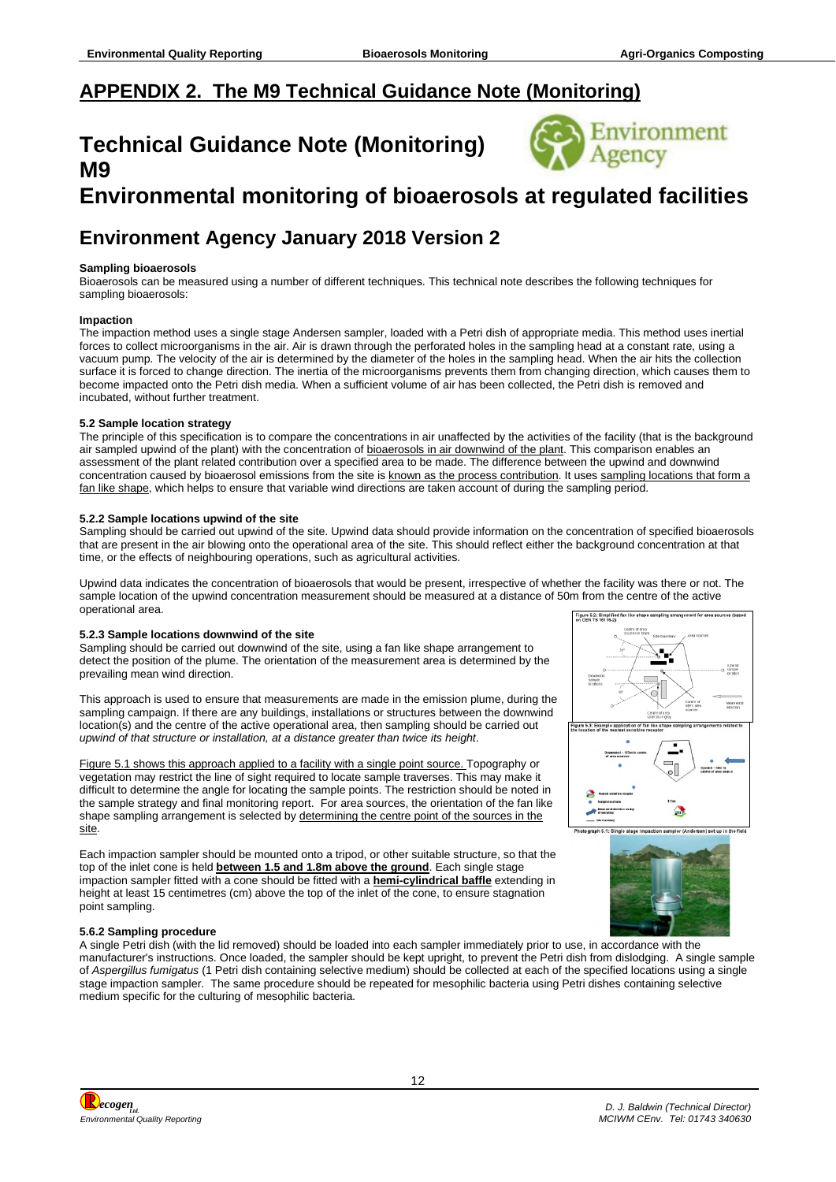## APPENDIX 2. The M9 Technical Guidance Note (Monitoring)

# Technical Guidance Note (Monitoring) M9

# Environmental monitoring of bioaerosols at regulated facilities

## Environment Agency January 2018 Version 2

**Sampling bioaerosols**

Bioaerosols can be measured using a number of different techniques. This technical note describes the following techniques for sampling bioaerosols:

**Impaction**

The impaction method uses a single stage Andersen sampler, loaded with a Petri dish of appropriate media. This method uses inertial forces to collect microorganisms in the air. Air is drawn through the perforated holes in the sampling head at a constant rate, using a vacuum pump. The velocity of the air is determined by the diameter of the holes in the sampling head. When the air hits the collection surface it is forced to change direction. The inertia of the microorganisms prevents them from changing direction, which causes them to become impacted onto the Petri dish media. When a sufficient volume of air has been collected, the Petri dish is removed and incubated, without further treatment.

**5.2 Sample location strategy**

The principle of this specification is to compare the concentrations in air unaffected by the activities of the facility (that is the background air sampled upwind of the plant) with the concentration of bioaerosols in air downwind of the plant. This comparison enables an assessment of the plant related contribution over a specified area to be made. The difference between the upwind and downwind concentration caused by bioaerosol emissions from the site is known as the process contribution. It uses sampling locations that form a fan like shape, which helps to ensure that variable wind directions are taken account of during the sampling period.

**5.2.2 Sample locations upwind of the site**

Sampling should be carried out upwind of the site. Upwind data should provide information on the concentration of specified bioaerosols that are present in the air blowing onto the operational area of the site. This should reflect either the background concentration at that time, or the effects of neighbouring operations, such as agricultural activities.

Upwind data indicates the concentration of bioaerosols that would be present, irrespective of whether the facility was there or not. The sample location of the upwind concentration measurement should be measured at a distance of 50m from the centre of the active operational area.

**5.2.3 Sample locations downwind of the site**

Sampling should be carried out downwind of the site, using a fan like shape arrangement to detect the position of the plume. The orientation of the measurement area is determined by the prevailing mean wind direction.

This approach is used to ensure that measurements are made in the emission plume, during the sampling campaign. If there are any buildings, installations or structures between the downwind location(s) and the centre of the active operational area, then sampling should be carried out *upwind of that structure or installation, at a distance greater than twice its height*.

Figure 5.1 shows this approach applied to a facility with a single point source. Topography or vegetation may restrict the line of sight required to locate sample traverses. This may make it difficult to determine the angle for locating the sample points. The restriction should be noted in the sample strategy and final monitoring report. For area sources, the orientation of the fan like shape sampling arrangement is selected by determining the centre point of the sources in the site.

Figure 5.2: Simplified fan like shape sampling arrangement for area sources (based on CEN TS 16115-2)

Figure 5.3: Example application of fan like shape sampling arrangements related to the location of the nearest sensitive receptor

Photograph 5.1: Single stage impaction sampler (Andersen) set up in the field

Each impaction sampler should be mounted onto a tripod, or other suitable structure, so that the top of the inlet cone is held **between 1.5 and 1.8m above the ground**. Each single stage impaction sampler fitted with a cone should be fitted with a **hemi-cylindrical baffle** extending in height at least 15 centimetres (cm) above the top of the inlet of the cone, to ensure stagnation point sampling.

**5.6.2 Sampling procedure**

A single Petri dish (with the lid removed) should be loaded into each sampler immediately prior to use, in accordance with the manufacturer's instructions. Once loaded, the sampler should be kept upright, to prevent the Petri dish from dislodging. A single sample of *Aspergillus fumigatus* (1 Petri dish containing selective medium) should be collected at each of the specified locations using a single stage impaction sampler. The same procedure should be repeated for mesophilic bacteria using Petri dishes containing selective medium specific for the culturing of mesophilic bacteria.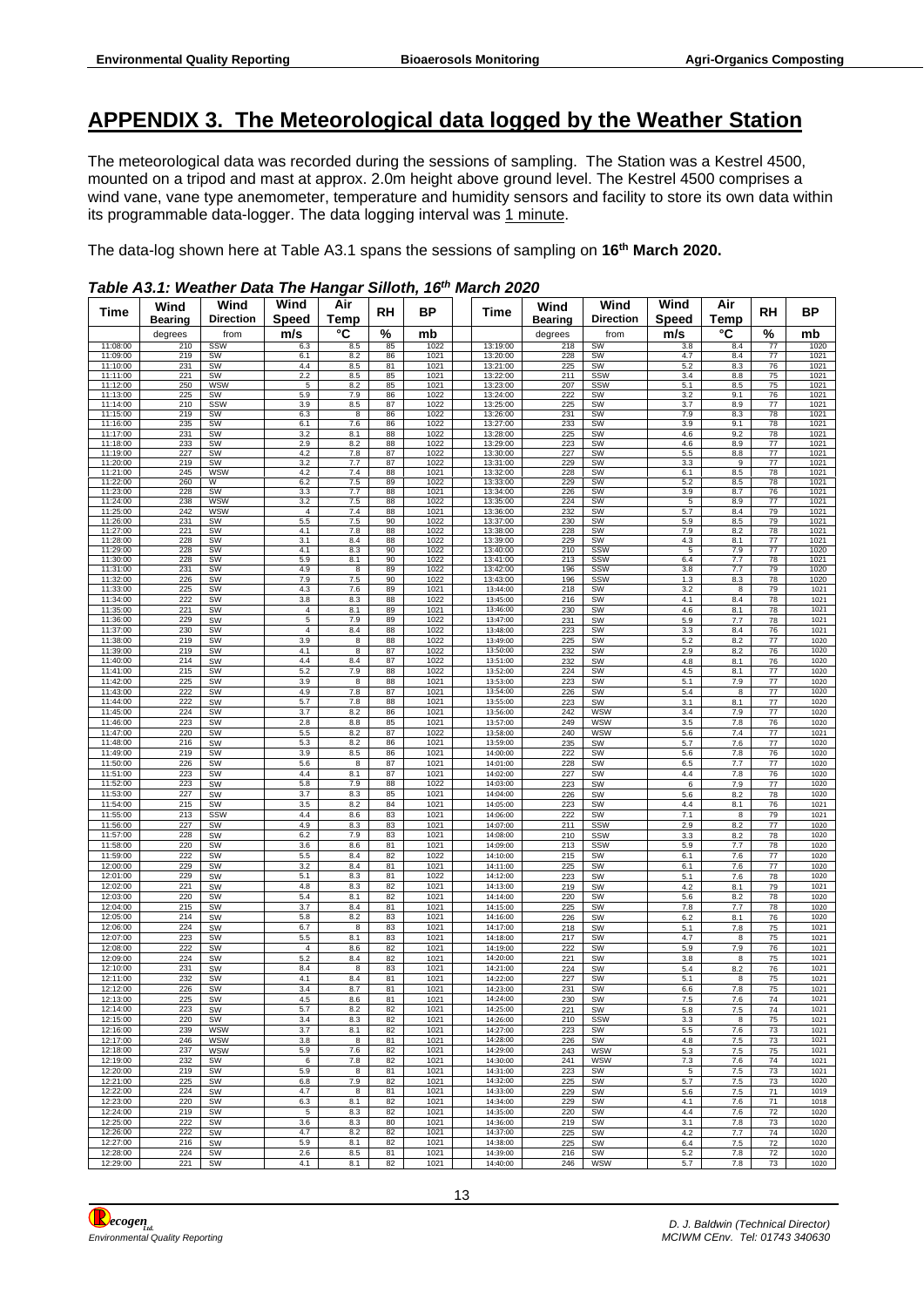# APPENDIX 3. The Meteorological data logged by the Weather Station

The meteorological data was recorded during the sessions of sampling. The Station was a Kestrel 4500, mounted on a tripod and mast at approx. 2.0m height above ground level. The Kestrel 4500 comprises a wind vane, vane type anemometer, temperature and humidity sensors and facility to store its own data within its programmable data-logger. The data logging interval was 1 minute.

The data-log shown here at Table A3.1 spans the sessions of sampling on **16th March 2020.**

***Table A3.1: Weather Data The Hangar Silloth, 16th March 2020***

| Time | Wind Bearing | Wind Direction | Wind Speed | Air Temp | RH | BP | Time | Wind Bearing | Wind Direction | Wind Speed | Air Temp | RH | BP |
|---|---|---|---|---|---|---|---|---|---|---|---|---|---|
| | degrees | from | m/s | °C | % | mb | | degrees | from | m/s | °C | % | mb |
| 11:08:00 | 210 | SSW | 6.3 | 8.5 | 85 | 1022 | 13:19:00 | 218 | SW | 3.8 | 8.4 | 77 | 1020 |
| 11:09:00 | 219 | SW | 6.1 | 8.2 | 86 | 1021 | 13:20:00 | 228 | SW | 4.7 | 8.4 | 77 | 1021 |
| 11:10:00 | 231 | SW | 4.4 | 8.5 | 81 | 1021 | 13:21:00 | 225 | SW | 5.2 | 8.3 | 76 | 1021 |
| 11:11:00 | 221 | SW | 2.2 | 8.5 | 85 | 1021 | 13:22:00 | 211 | SSW | 3.4 | 8.8 | 75 | 1021 |
| 11:12:00 | 250 | WSW | 5 | 8.2 | 85 | 1021 | 13:23:00 | 207 | SSW | 5.1 | 8.5 | 75 | 1021 |
| 11:13:00 | 225 | SW | 5.9 | 7.9 | 86 | 1022 | 13:24:00 | 222 | SW | 3.2 | 9.1 | 76 | 1021 |
| 11:14:00 | 210 | SSW | 3.9 | 8.5 | 87 | 1022 | 13:25:00 | 225 | SW | 3.7 | 8.9 | 77 | 1021 |
| 11:15:00 | 219 | SW | 6.3 | 8 | 86 | 1022 | 13:26:00 | 231 | SW | 7.9 | 8.3 | 78 | 1021 |
| 11:16:00 | 235 | SW | 6.1 | 7.6 | 86 | 1022 | 13:27:00 | 233 | SW | 3.9 | 9.1 | 78 | 1021 |
| 11:17:00 | 231 | SW | 3.2 | 8.1 | 88 | 1022 | 13:28:00 | 225 | SW | 4.6 | 9.2 | 78 | 1021 |
| 11:18:00 | 233 | SW | 2.9 | 8.2 | 88 | 1022 | 13:29:00 | 223 | SW | 4.6 | 8.9 | 77 | 1021 |
| 11:19:00 | 227 | SW | 4.2 | 7.8 | 87 | 1022 | 13:30:00 | 227 | SW | 5.5 | 8.8 | 77 | 1021 |
| 11:20:00 | 219 | SW | 3.2 | 7.7 | 87 | 1022 | 13:31:00 | 229 | SW | 3.3 | 9 | 77 | 1021 |
| 11:21:00 | 245 | WSW | 4.2 | 7.4 | 88 | 1021 | 13:32:00 | 228 | SW | 6.1 | 8.5 | 78 | 1021 |
| 11:22:00 | 260 | W | 6.2 | 7.5 | 89 | 1022 | 13:33:00 | 229 | SW | 5.2 | 8.5 | 78 | 1021 |
| 11:23:00 | 228 | SW | 3.3 | 7.7 | 88 | 1021 | 13:34:00 | 226 | SW | 3.9 | 8.7 | 76 | 1021 |
| 11:24:00 | 238 | WSW | 3.2 | 7.5 | 88 | 1022 | 13:35:00 | 224 | SW | 5 | 8.9 | 77 | 1021 |
| 11:25:00 | 242 | WSW | 4 | 7.4 | 88 | 1021 | 13:36:00 | 232 | SW | 5.7 | 8.4 | 79 | 1021 |
| 11:26:00 | 231 | SW | 5.5 | 7.5 | 90 | 1022 | 13:37:00 | 230 | SW | 5.9 | 8.5 | 79 | 1021 |
| 11:27:00 | 221 | SW | 4.1 | 7.8 | 88 | 1022 | 13:38:00 | 228 | SW | 7.9 | 8.2 | 78 | 1021 |
| 11:28:00 | 228 | SW | 3.1 | 8.4 | 88 | 1022 | 13:39:00 | 229 | SW | 4.3 | 8.1 | 77 | 1021 |
| 11:29:00 | 228 | SW | 4.1 | 8.3 | 90 | 1022 | 13:40:00 | 210 | SSW | 5 | 7.9 | 77 | 1020 |
| 11:30:00 | 228 | SW | 5.9 | 8.1 | 90 | 1022 | 13:41:00 | 213 | SSW | 6.4 | 7.7 | 78 | 1021 |
| 11:31:00 | 231 | SW | 4.9 | 8 | 89 | 1022 | 13:42:00 | 196 | SSW | 3.8 | 7.7 | 79 | 1020 |
| 11:32:00 | 226 | SW | 7.9 | 7.5 | 90 | 1022 | 13:43:00 | 196 | SSW | 1.3 | 8.3 | 78 | 1020 |
| 11:33:00 | 225 | SW | 4.3 | 7.6 | 89 | 1021 | 13:44:00 | 218 | SW | 3.2 | 8 | 79 | 1021 |
| 11:34:00 | 222 | SW | 3.8 | 8.3 | 88 | 1022 | 13:45:00 | 216 | SW | 4.1 | 8.4 | 78 | 1021 |
| 11:35:00 | 221 | SW | 4 | 8.1 | 89 | 1021 | 13:46:00 | 230 | SW | 4.6 | 8.1 | 78 | 1021 |
| 11:36:00 | 229 | SW | 5 | 7.9 | 89 | 1022 | 13:47:00 | 231 | SW | 5.9 | 7.7 | 78 | 1021 |
| 11:37:00 | 230 | SW | 4 | 8.4 | 88 | 1022 | 13:48:00 | 223 | SW | 3.3 | 8.4 | 76 | 1021 |
| 11:38:00 | 219 | SW | 3.9 | 8 | 88 | 1022 | 13:49:00 | 225 | SW | 5.2 | 8.2 | 77 | 1020 |
| 11:39:00 | 219 | SW | 4.1 | 8 | 87 | 1022 | 13:50:00 | 232 | SW | 2.9 | 8.2 | 76 | 1020 |
| 11:40:00 | 214 | SW | 4.4 | 8.4 | 87 | 1022 | 13:51:00 | 232 | SW | 4.8 | 8.1 | 76 | 1020 |
| 11:41:00 | 215 | SW | 5.2 | 7.9 | 88 | 1022 | 13:52:00 | 224 | SW | 4.5 | 8.1 | 77 | 1020 |
| 11:42:00 | 225 | SW | 3.9 | 8 | 88 | 1021 | 13:53:00 | 223 | SW | 5.1 | 7.9 | 77 | 1020 |
| 11:43:00 | 222 | SW | 4.9 | 7.8 | 87 | 1021 | 13:54:00 | 226 | SW | 5.4 | 8 | 77 | 1020 |
| 11:44:00 | 222 | SW | 5.7 | 7.8 | 88 | 1021 | 13:55:00 | 223 | SW | 3.1 | 8.1 | 77 | 1020 |
| 11:45:00 | 224 | SW | 3.7 | 8.2 | 86 | 1021 | 13:56:00 | 242 | WSW | 3.4 | 7.9 | 77 | 1020 |
| 11:46:00 | 223 | SW | 2.8 | 8.8 | 85 | 1021 | 13:57:00 | 249 | WSW | 3.5 | 7.8 | 76 | 1020 |
| 11:47:00 | 220 | SW | 5.5 | 8.2 | 87 | 1022 | 13:58:00 | 240 | WSW | 5.6 | 7.4 | 77 | 1021 |
| 11:48:00 | 216 | SW | 5.3 | 8.2 | 86 | 1021 | 13:59:00 | 235 | SW | 5.7 | 7.6 | 77 | 1020 |
| 11:49:00 | 219 | SW | 3.9 | 8.5 | 86 | 1021 | 14:00:00 | 222 | SW | 5.6 | 7.8 | 76 | 1020 |
| 11:50:00 | 226 | SW | 5.6 | 8 | 87 | 1021 | 14:01:00 | 228 | SW | 6.5 | 7.7 | 77 | 1020 |
| 11:51:00 | 223 | SW | 4.4 | 8.1 | 87 | 1021 | 14:02:00 | 227 | SW | 4.4 | 7.8 | 76 | 1020 |
| 11:52:00 | 223 | SW | 5.8 | 7.9 | 88 | 1022 | 14:03:00 | 223 | SW | 6 | 7.9 | 77 | 1020 |
| 11:53:00 | 227 | SW | 3.7 | 8.3 | 85 | 1021 | 14:04:00 | 226 | SW | 5.6 | 8.2 | 78 | 1020 |
| 11:54:00 | 215 | SW | 3.5 | 8.2 | 84 | 1021 | 14:05:00 | 223 | SW | 4.4 | 8.1 | 76 | 1021 |
| 11:55:00 | 213 | SSW | 4.4 | 8.6 | 83 | 1021 | 14:06:00 | 222 | SW | 7.1 | 8 | 79 | 1021 |
| 11:56:00 | 227 | SW | 4.9 | 8.3 | 83 | 1021 | 14:07:00 | 211 | SSW | 2.9 | 8.2 | 77 | 1020 |
| 11:57:00 | 228 | SW | 6.2 | 7.9 | 83 | 1021 | 14:08:00 | 210 | SSW | 3.3 | 8.2 | 78 | 1020 |
| 11:58:00 | 220 | SW | 3.6 | 8.6 | 81 | 1021 | 14:09:00 | 213 | SSW | 5.9 | 7.7 | 78 | 1020 |
| 11:59:00 | 222 | SW | 5.5 | 8.4 | 82 | 1022 | 14:10:00 | 215 | SW | 6.1 | 7.6 | 77 | 1020 |
| 12:00:00 | 229 | SW | 3.2 | 8.4 | 81 | 1021 | 14:11:00 | 225 | SW | 6.1 | 7.6 | 77 | 1020 |
| 12:01:00 | 229 | SW | 5.1 | 8.3 | 81 | 1022 | 14:12:00 | 223 | SW | 5.1 | 7.6 | 78 | 1020 |
| 12:02:00 | 221 | SW | 4.8 | 8.3 | 82 | 1021 | 14:13:00 | 219 | SW | 4.2 | 8.1 | 79 | 1021 |
| 12:03:00 | 220 | SW | 5.4 | 8.1 | 82 | 1021 | 14:14:00 | 220 | SW | 5.6 | 8.2 | 78 | 1020 |
| 12:04:00 | 215 | SW | 3.7 | 8.4 | 81 | 1021 | 14:15:00 | 225 | SW | 7.8 | 7.7 | 78 | 1020 |
| 12:05:00 | 214 | SW | 5.8 | 8.2 | 83 | 1021 | 14:16:00 | 226 | SW | 6.2 | 8.1 | 76 | 1020 |
| 12:06:00 | 224 | SW | 6.7 | 8 | 83 | 1021 | 14:17:00 | 218 | SW | 5.1 | 7.8 | 75 | 1021 |
| 12:07:00 | 223 | SW | 5.5 | 8.1 | 83 | 1021 | 14:18:00 | 217 | SW | 4.7 | 8 | 75 | 1021 |
| 12:08:00 | 222 | SW | 4 | 8.6 | 82 | 1021 | 14:19:00 | 222 | SW | 5.9 | 7.9 | 76 | 1021 |
| 12:09:00 | 224 | SW | 5.2 | 8.4 | 82 | 1021 | 14:20:00 | 221 | SW | 3.8 | 8 | 75 | 1021 |
| 12:10:00 | 231 | SW | 8.4 | 8 | 83 | 1021 | 14:21:00 | 224 | SW | 5.4 | 8.2 | 76 | 1021 |
| 12:11:00 | 232 | SW | 4.1 | 8.4 | 81 | 1021 | 14:22:00 | 227 | SW | 5.1 | 8 | 75 | 1021 |
| 12:12:00 | 226 | SW | 3.4 | 8.7 | 81 | 1021 | 14:23:00 | 231 | SW | 6.6 | 7.8 | 75 | 1021 |
| 12:13:00 | 225 | SW | 4.5 | 8.6 | 81 | 1021 | 14:24:00 | 230 | SW | 7.5 | 7.6 | 74 | 1021 |
| 12:14:00 | 223 | SW | 5.7 | 8.2 | 82 | 1021 | 14:25:00 | 221 | SW | 5.8 | 7.5 | 74 | 1021 |
| 12:15:00 | 220 | SW | 3.4 | 8.3 | 82 | 1021 | 14:26:00 | 210 | SSW | 3.3 | 8 | 75 | 1021 |
| 12:16:00 | 239 | WSW | 3.7 | 8.1 | 82 | 1021 | 14:27:00 | 223 | SW | 5.5 | 7.6 | 73 | 1021 |
| 12:17:00 | 246 | WSW | 3.8 | 8 | 81 | 1021 | 14:28:00 | 226 | SW | 4.8 | 7.5 | 73 | 1021 |
| 12:18:00 | 237 | WSW | 5.9 | 7.6 | 82 | 1021 | 14:29:00 | 243 | WSW | 5.3 | 7.5 | 75 | 1021 |
| 12:19:00 | 232 | SW | 6 | 7.8 | 82 | 1021 | 14:30:00 | 241 | WSW | 7.3 | 7.6 | 74 | 1021 |
| 12:20:00 | 219 | SW | 5.9 | 8 | 81 | 1021 | 14:31:00 | 223 | SW | 5 | 7.5 | 73 | 1021 |
| 12:21:00 | 225 | SW | 6.8 | 7.9 | 82 | 1021 | 14:32:00 | 225 | SW | 5.7 | 7.5 | 73 | 1020 |
| 12:22:00 | 224 | SW | 4.7 | 8 | 81 | 1021 | 14:33:00 | 229 | SW | 5.6 | 7.5 | 71 | 1019 |
| 12:23:00 | 220 | SW | 6.3 | 8.1 | 82 | 1021 | 14:34:00 | 229 | SW | 4.1 | 7.6 | 71 | 1018 |
| 12:24:00 | 219 | SW | 5 | 8.3 | 82 | 1021 | 14:35:00 | 220 | SW | 4.4 | 7.6 | 72 | 1020 |
| 12:25:00 | 222 | SW | 3.6 | 8.3 | 80 | 1021 | 14:36:00 | 219 | SW | 3.1 | 7.8 | 73 | 1020 |
| 12:26:00 | 222 | SW | 4.7 | 8.2 | 82 | 1021 | 14:37:00 | 225 | SW | 4.2 | 7.7 | 74 | 1020 |
| 12:27:00 | 216 | SW | 5.9 | 8.1 | 82 | 1021 | 14:38:00 | 225 | SW | 6.4 | 7.5 | 72 | 1020 |
| 12:28:00 | 224 | SW | 2.6 | 8.5 | 81 | 1021 | 14:39:00 | 216 | SW | 5.2 | 7.8 | 72 | 1020 |
| 12:29:00 | 221 | SW | 4.1 | 8.1 | 82 | 1021 | 14:40:00 | 246 | WSW | 5.7 | 7.8 | 73 | 1020 |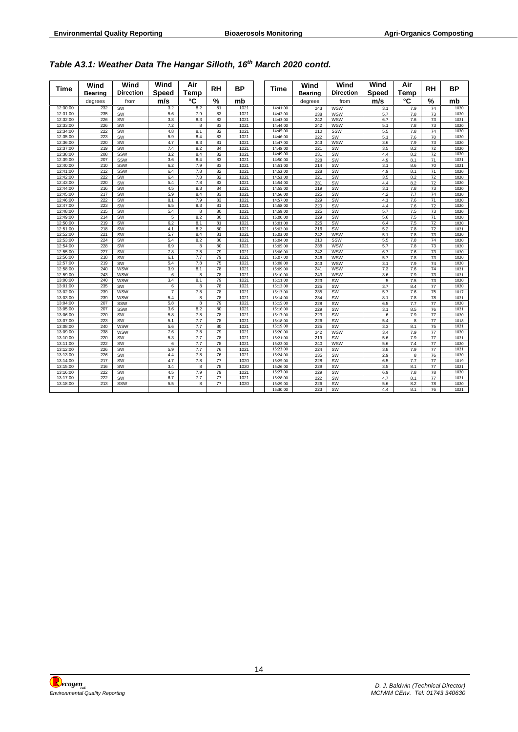## Table A3.1: Weather Data The Hangar Silloth, 16th March 2020 contd.

| Time | Wind Bearing | Wind Direction | Wind Speed | Air Temp | RH | BP | Time | Wind Bearing | Wind Direction | Wind Speed | Air Temp | RH | BP |
|---|---|---|---|---|---|---|---|---|---|---|---|---|---|
| | degrees | from | m/s | °C | % | mb | | degrees | from | m/s | °C | % | mb |
| 12:30:00 | 232 | SW | 3.2 | 8.2 | 81 | 1021 | 14:41:00 | 243 | WSW | 3.1 | 7.9 | 74 | 1020 |
| 12:31:00 | 235 | SW | 5.6 | 7.9 | 83 | 1021 | 14:42:00 | 238 | WSW | 5.7 | 7.8 | 73 | 1020 |
| 12:32:00 | 226 | SW | 3.8 | 8.3 | 82 | 1021 | 14:43:00 | 242 | WSW | 6.7 | 7.6 | 73 | 1021 |
| 12:33:00 | 226 | SW | 7.2 | 8 | 83 | 1021 | 14:44:00 | 242 | WSW | 5.1 | 7.8 | 73 | 1020 |
| 12:34:00 | 222 | SW | 4.8 | 8.1 | 82 | 1021 | 14:45:00 | 210 | SSW | 5.5 | 7.8 | 74 | 1020 |
| 12:35:00 | 223 | SW | 5.9 | 8.4 | 83 | 1021 | 14:46:00 | 222 | SW | 5.1 | 7.6 | 70 | 1020 |
| 12:36:00 | 220 | SW | 4.7 | 8.3 | 81 | 1021 | 14:47:00 | 243 | WSW | 3.6 | 7.9 | 73 | 1020 |
| 12:37:00 | 219 | SW | 7.4 | 8.2 | 84 | 1021 | 14:48:00 | 221 | SW | 3.5 | 8.2 | 72 | 1020 |
| 12:38:00 | 208 | SSW | 3.2 | 8.4 | 82 | 1021 | 14:49:00 | 231 | SW | 4.4 | 8.2 | 72 | 1020 |
| 12:39:00 | 207 | SSW | 3.6 | 8.4 | 83 | 1021 | 14:50:00 | 228 | SW | 4.9 | 8.1 | 71 | 1021 |
| 12:40:00 | 210 | SSW | 6.2 | 7.9 | 83 | 1021 | 14:51:00 | 214 | SW | 3.1 | 8.6 | 70 | 1021 |
| 12:41:00 | 212 | SSW | 6.4 | 7.8 | 82 | 1021 | 14:52:00 | 228 | SW | 4.9 | 8.1 | 71 | 1020 |
| 12:42:00 | 222 | SW | 6.4 | 7.8 | 82 | 1021 | 14:53:00 | 221 | SW | 3.5 | 8.2 | 72 | 1020 |
| 12:43:00 | 220 | SW | 5.4 | 7.8 | 83 | 1021 | 14:54:00 | 231 | SW | 4.4 | 8.2 | 72 | 1020 |
| 12:44:00 | 216 | SW | 4.5 | 8.3 | 84 | 1021 | 14:55:00 | 219 | SW | 3.1 | 7.8 | 73 | 1020 |
| 12:45:00 | 217 | SW | 5.9 | 8.4 | 83 | 1021 | 14:56:00 | 225 | SW | 4.2 | 7.7 | 74 | 1020 |
| 12:46:00 | 222 | SW | 8.1 | 7.9 | 83 | 1021 | 14:57:00 | 229 | SW | 4.1 | 7.6 | 71 | 1020 |
| 12:47:00 | 223 | SW | 6.5 | 8.3 | 81 | 1021 | 14:58:00 | 220 | SW | 4.4 | 7.6 | 72 | 1020 |
| 12:48:00 | 215 | SW | 5.4 | 8 | 80 | 1021 | 14:59:00 | 225 | SW | 5.7 | 7.5 | 73 | 1020 |
| 12:49:00 | 214 | SW | 5 | 8.2 | 80 | 1021 | 15:00:00 | 229 | SW | 5.6 | 7.5 | 71 | 1020 |
| 12:50:00 | 219 | SW | 6.2 | 8.1 | 81 | 1021 | 15:01:00 | 225 | SW | 6.4 | 7.5 | 72 | 1020 |
| 12:51:00 | 218 | SW | 4.1 | 8.2 | 80 | 1021 | 15:02:00 | 216 | SW | 5.2 | 7.8 | 72 | 1021 |
| 12:52:00 | 221 | SW | 5.7 | 8.4 | 81 | 1021 | 15:03:00 | 242 | WSW | 5.1 | 7.8 | 73 | 1020 |
| 12:53:00 | 224 | SW | 5.4 | 8.2 | 80 | 1021 | 15:04:00 | 210 | SSW | 5.5 | 7.8 | 74 | 1020 |
| 12:54:00 | 228 | SW | 6.9 | 8 | 80 | 1021 | 15:05:00 | 238 | WSW | 5.7 | 7.8 | 73 | 1020 |
| 12:55:00 | 227 | SW | 7.8 | 7.8 | 79 | 1021 | 15:06:00 | 242 | WSW | 6.7 | 7.6 | 73 | 1020 |
| 12:56:00 | 218 | SW | 6.1 | 7.7 | 79 | 1021 | 15:07:00 | 246 | WSW | 5.7 | 7.8 | 73 | 1020 |
| 12:57:00 | 219 | SW | 5.4 | 7.8 | 75 | 1021 | 15:08:00 | 243 | WSW | 3.1 | 7.9 | 74 | 1020 |
| 12:58:00 | 240 | WSW | 3.9 | 8.1 | 78 | 1021 | 15:09:00 | 241 | WSW | 7.3 | 7.6 | 74 | 1021 |
| 12:59:00 | 243 | WSW | 6 | 8 | 78 | 1021 | 15:10:00 | 243 | WSW | 3.6 | 7.9 | 73 | 1021 |
| 13:00:00 | 240 | WSW | 3.4 | 8.1 | 79 | 1021 | 15:11:00 | 223 | SW | 5 | 7.5 | 73 | 1020 |
| 13:01:00 | 235 | SW | 6 | 8 | 78 | 1021 | 15:12:00 | 225 | SW | 3.7 | 8.4 | 77 | 1020 |
| 13:02:00 | 239 | WSW | 7 | 7.8 | 78 | 1021 | 15:13:00 | 235 | SW | 5.7 | 7.6 | 75 | 1017 |
| 13:03:00 | 239 | WSW | 5.4 | 8 | 78 | 1021 | 15:14:00 | 234 | SW | 8.1 | 7.8 | 78 | 1021 |
| 13:04:00 | 207 | SSW | 5.8 | 8 | 79 | 1021 | 15:15:00 | 228 | SW | 6.5 | 7.7 | 77 | 1020 |
| 13:05:00 | 207 | SSW | 3.6 | 8.2 | 80 | 1021 | 15:16:00 | 229 | SW | 3.1 | 8.5 | 76 | 1021 |
| 13:06:00 | 220 | SW | 5.8 | 7.8 | 78 | 1021 | 15:17:00 | 223 | SW | 6 | 7.9 | 77 | 1020 |
| 13:07:00 | 223 | SW | 5.1 | 7.7 | 78 | 1021 | 15:18:00 | 226 | SW | 5.4 | 8 | 77 | 1018 |
| 13:08:00 | 240 | WSW | 5.6 | 7.7 | 80 | 1021 | 15:19:00 | 225 | SW | 3.3 | 8.1 | 75 | 1021 |
| 13:09:00 | 238 | WSW | 7.6 | 7.8 | 79 | 1021 | 15:20:00 | 242 | WSW | 3.4 | 7.9 | 77 | 1020 |
| 13:10:00 | 220 | SW | 5.3 | 7.7 | 78 | 1021 | 15:21:00 | 219 | SW | 5.6 | 7.9 | 77 | 1021 |
| 13:11:00 | 222 | SW | 6 | 7.7 | 78 | 1021 | 15:22:00 | 240 | WSW | 5.6 | 7.4 | 77 | 1020 |
| 13:12:00 | 226 | SW | 5.9 | 7.7 | 76 | 1021 | 15:23:00 | 224 | SW | 3.8 | 7.9 | 77 | 1021 |
| 13:13:00 | 226 | SW | 4.4 | 7.8 | 76 | 1021 | 15:24:00 | 235 | SW | 2.9 | 8 | 76 | 1020 |
| 13:14:00 | 217 | SW | 4.7 | 7.8 | 77 | 1020 | 15:25:00 | 228 | SW | 6.5 | 7.7 | 77 | 1019 |
| 13:15:00 | 216 | SW | 3.4 | 8 | 78 | 1020 | 15:26:00 | 229 | SW | 3.5 | 8.1 | 77 | 1021 |
| 13:16:00 | 222 | SW | 4.5 | 7.9 | 79 | 1021 | 15:27:00 | 229 | SW | 6.9 | 7.8 | 78 | 1020 |
| 13:17:00 | 222 | SW | 6.7 | 7.7 | 77 | 1021 | 15:28:00 | 222 | SW | 4.7 | 8.1 | 77 | 1021 |
| 13:18:00 | 213 | SSW | 5.5 | 8 | 77 | 1020 | 15:29:00 | 226 | SW | 5.6 | 8.2 | 78 | 1020 |
| | | | | | | | 15:30:00 | 223 | SW | 4.4 | 8.1 | 76 | 1021 |